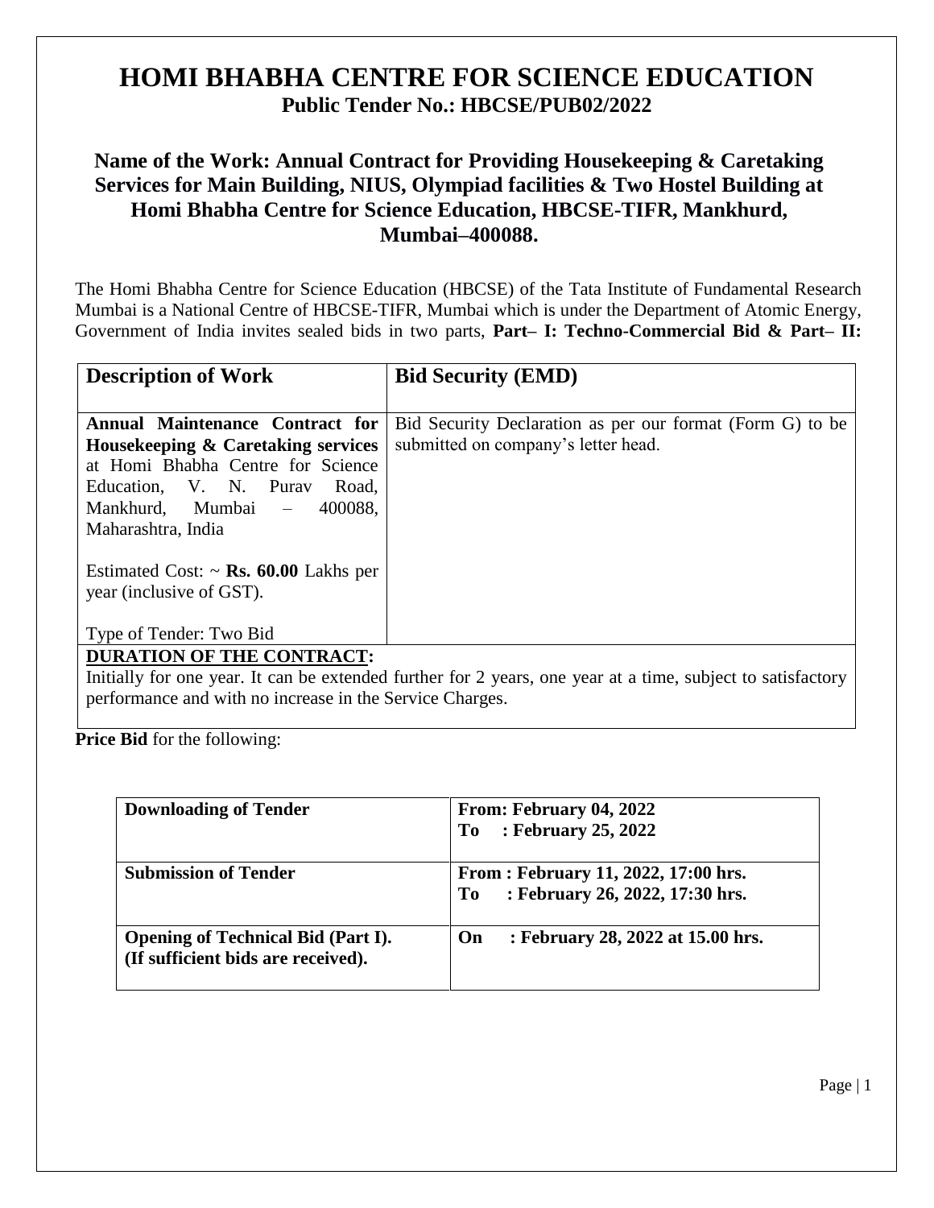# HOMI BHABHA CENTRE FOR SCIENCE EDUCATION

## Public Tender No.: HBCSE/PUB02/2022

### Name of the Work: Annual Contract for Providing Housekeeping & Caretaking Services for Main Building, NIUS, Olympiad facilities & Two Hostel Building at Homi Bhabha Centre for Science Education, HBCSE-TIFR, Mankhurd, Mumbai–400088.

The Homi Bhabha Centre for Science Education (HBCSE) of the Tata Institute of Fundamental Research Mumbai is a National Centre of HBCSE-TIFR, Mumbai which is under the Department of Atomic Energy, Government of India invites sealed bids in two parts, **Part– I: Techno-Commercial Bid & Part– II: Price Bid** for the following:

| Description of Work | Bid Security (EMD) |
|---|---|
| **Annual Maintenance Contract for Housekeeping & Caretaking services** at Homi Bhabha Centre for Science Education, V. N. Purav Road, Mankhurd, Mumbai – 400088, Maharashtra, India<br><br>Estimated Cost: ~ **Rs. 60.00** Lakhs per year (inclusive of GST).<br><br>Type of Tender: Two Bid | Bid Security Declaration as per our format (Form G) to be submitted on company's letter head. |
| **DURATION OF THE CONTRACT:**<br>Initially for one year. It can be extended further for 2 years, one year at a time, subject to satisfactory performance and with no increase in the Service Charges. | |

| | |
|---|---|
| **Downloading of Tender** | **From: February 04, 2022**<br>**To : February 25, 2022** |
| **Submission of Tender** | **From : February 11, 2022, 17:00 hrs.**<br>**To : February 26, 2022, 17:30 hrs.** |
| **Opening of Technical Bid (Part I). (If sufficient bids are received).** | **On : February 28, 2022 at 15.00 hrs.** |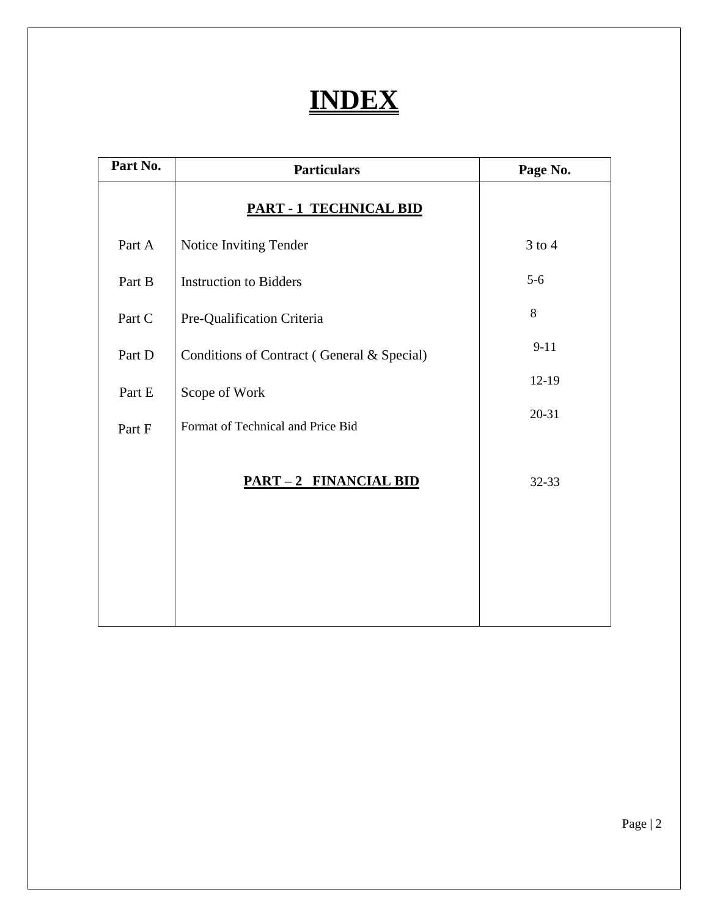# INDEX

| Part No. | Particulars | Page No. |
|---|---|---|
| | **PART - 1 TECHNICAL BID** | |
| Part A | Notice Inviting Tender | 3 to 4 |
| Part B | Instruction to Bidders | 5-6 |
| Part C | Pre-Qualification Criteria | 8 |
| Part D | Conditions of Contract ( General & Special) | 9-11 |
| Part E | Scope of Work | 12-19 |
| Part F | Format of Technical and Price Bid | 20-31 |
| | **PART – 2 FINANCIAL BID** | 32-33 |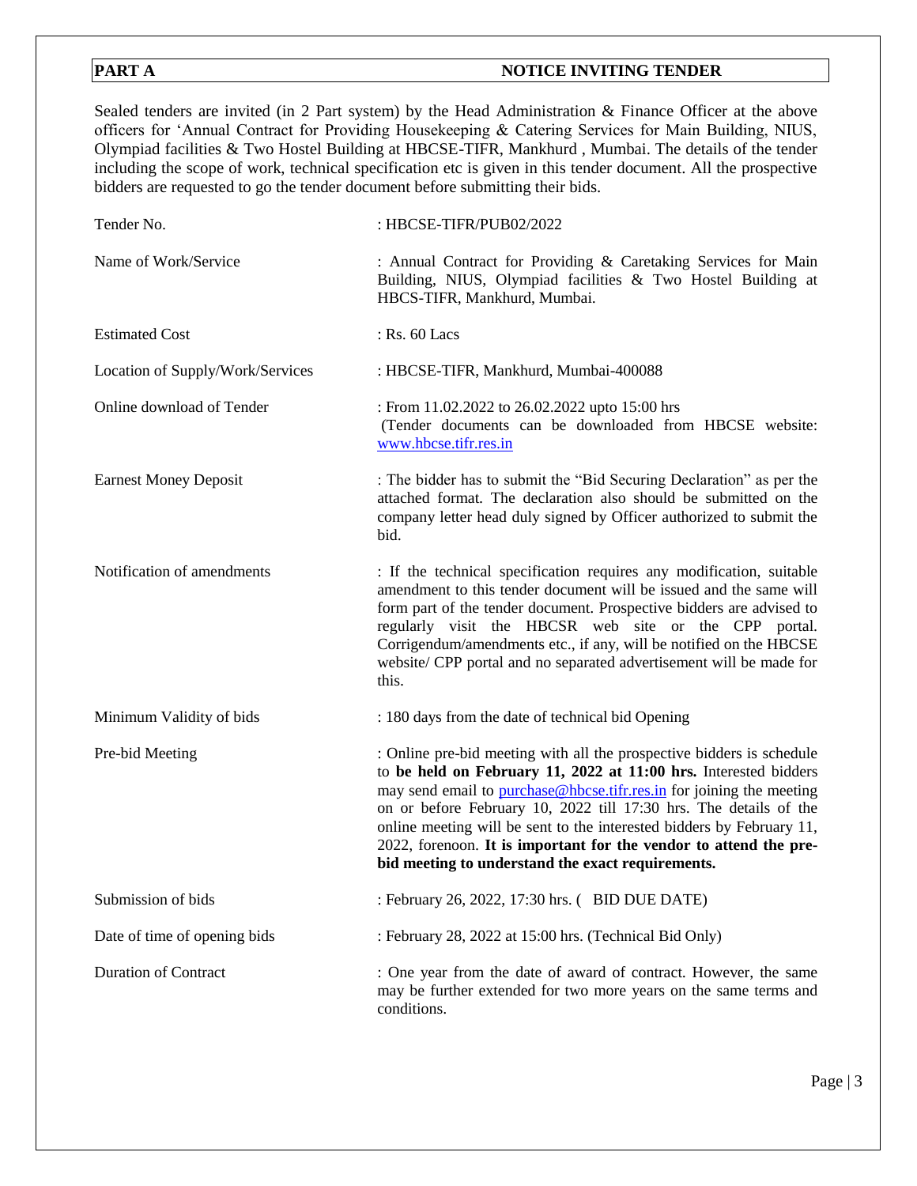| **PART A** | **NOTICE INVITING TENDER** |
|---|---|

Sealed tenders are invited (in 2 Part system) by the Head Administration & Finance Officer at the above officers for 'Annual Contract for Providing Housekeeping & Catering Services for Main Building, NIUS, Olympiad facilities & Two Hostel Building at HBCSE-TIFR, Mankhurd , Mumbai. The details of the tender including the scope of work, technical specification etc is given in this tender document. All the prospective bidders are requested to go the tender document before submitting their bids.

| | |
|---|---|
| Tender No. | : HBCSE-TIFR/PUB02/2022 |
| Name of Work/Service | : Annual Contract for Providing & Caretaking Services for Main Building, NIUS, Olympiad facilities & Two Hostel Building at HBCS-TIFR, Mankhurd, Mumbai. |
| Estimated Cost | : Rs. 60 Lacs |
| Location of Supply/Work/Services | : HBCSE-TIFR, Mankhurd, Mumbai-400088 |
| Online download of Tender | : From 11.02.2022 to 26.02.2022 upto 15:00 hrs (Tender documents can be downloaded from HBCSE website: www.hbcse.tifr.res.in |
| Earnest Money Deposit | : The bidder has to submit the "Bid Securing Declaration" as per the attached format. The declaration also should be submitted on the company letter head duly signed by Officer authorized to submit the bid. |
| Notification of amendments | : If the technical specification requires any modification, suitable amendment to this tender document will be issued and the same will form part of the tender document. Prospective bidders are advised to regularly visit the HBCSR web site or the CPP portal. Corrigendum/amendments etc., if any, will be notified on the HBCSE website/ CPP portal and no separated advertisement will be made for this. |
| Minimum Validity of bids | : 180 days from the date of technical bid Opening |
| Pre-bid Meeting | : Online pre-bid meeting with all the prospective bidders is schedule to **be held on February 11, 2022 at 11:00 hrs.** Interested bidders may send email to purchase@hbcse.tifr.res.in for joining the meeting on or before February 10, 2022 till 17:30 hrs. The details of the online meeting will be sent to the interested bidders by February 11, 2022, forenoon. **It is important for the vendor to attend the pre-bid meeting to understand the exact requirements.** |
| Submission of bids | : February 26, 2022, 17:30 hrs. ( BID DUE DATE) |
| Date of time of opening bids | : February 28, 2022 at 15:00 hrs. (Technical Bid Only) |
| Duration of Contract | : One year from the date of award of contract. However, the same may be further extended for two more years on the same terms and conditions. |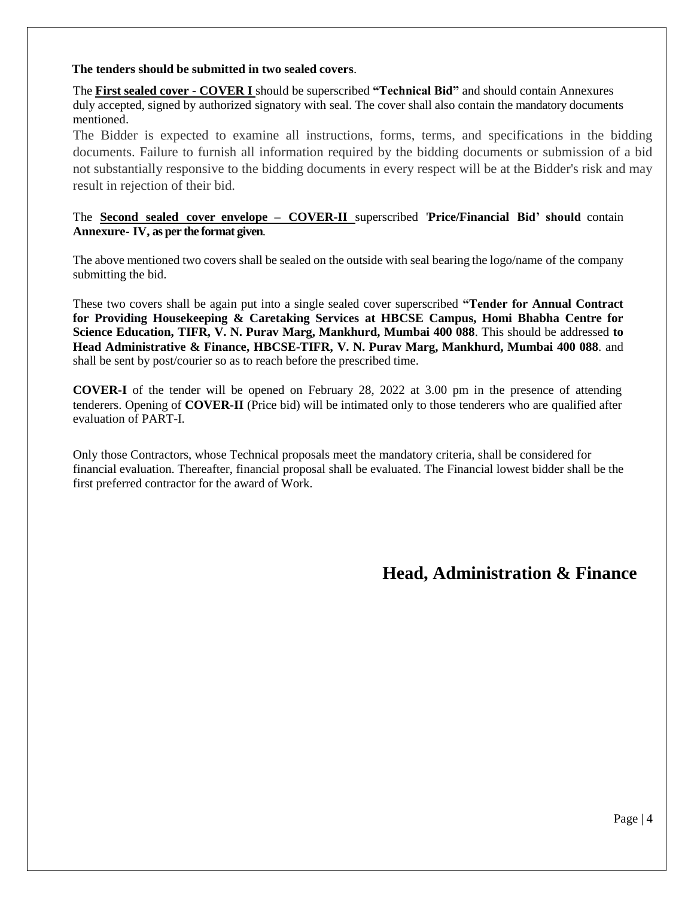**The tenders should be submitted in two sealed covers**.

The **First sealed cover - COVER I** should be superscribed **"Technical Bid"** and should contain Annexures duly accepted, signed by authorized signatory with seal. The cover shall also contain the mandatory documents mentioned.

The Bidder is expected to examine all instructions, forms, terms, and specifications in the bidding documents. Failure to furnish all information required by the bidding documents or submission of a bid not substantially responsive to the bidding documents in every respect will be at the Bidder's risk and may result in rejection of their bid.

The **Second sealed cover envelope – COVER-II** superscribed '**Price/Financial Bid' should** contain **Annexure- IV, as per the format given**.

The above mentioned two covers shall be sealed on the outside with seal bearing the logo/name of the company submitting the bid.

These two covers shall be again put into a single sealed cover superscribed **"Tender for Annual Contract for Providing Housekeeping & Caretaking Services at HBCSE Campus, Homi Bhabha Centre for Science Education, TIFR, V. N. Purav Marg, Mankhurd, Mumbai 400 088**. This should be addressed **to Head Administrative & Finance, HBCSE-TIFR, V. N. Purav Marg, Mankhurd, Mumbai 400 088**. and shall be sent by post/courier so as to reach before the prescribed time.

**COVER-I** of the tender will be opened on February 28, 2022 at 3.00 pm in the presence of attending tenderers. Opening of **COVER-II** (Price bid) will be intimated only to those tenderers who are qualified after evaluation of PART-I.

Only those Contractors, whose Technical proposals meet the mandatory criteria, shall be considered for financial evaluation. Thereafter, financial proposal shall be evaluated. The Financial lowest bidder shall be the first preferred contractor for the award of Work.

**Head, Administration & Finance**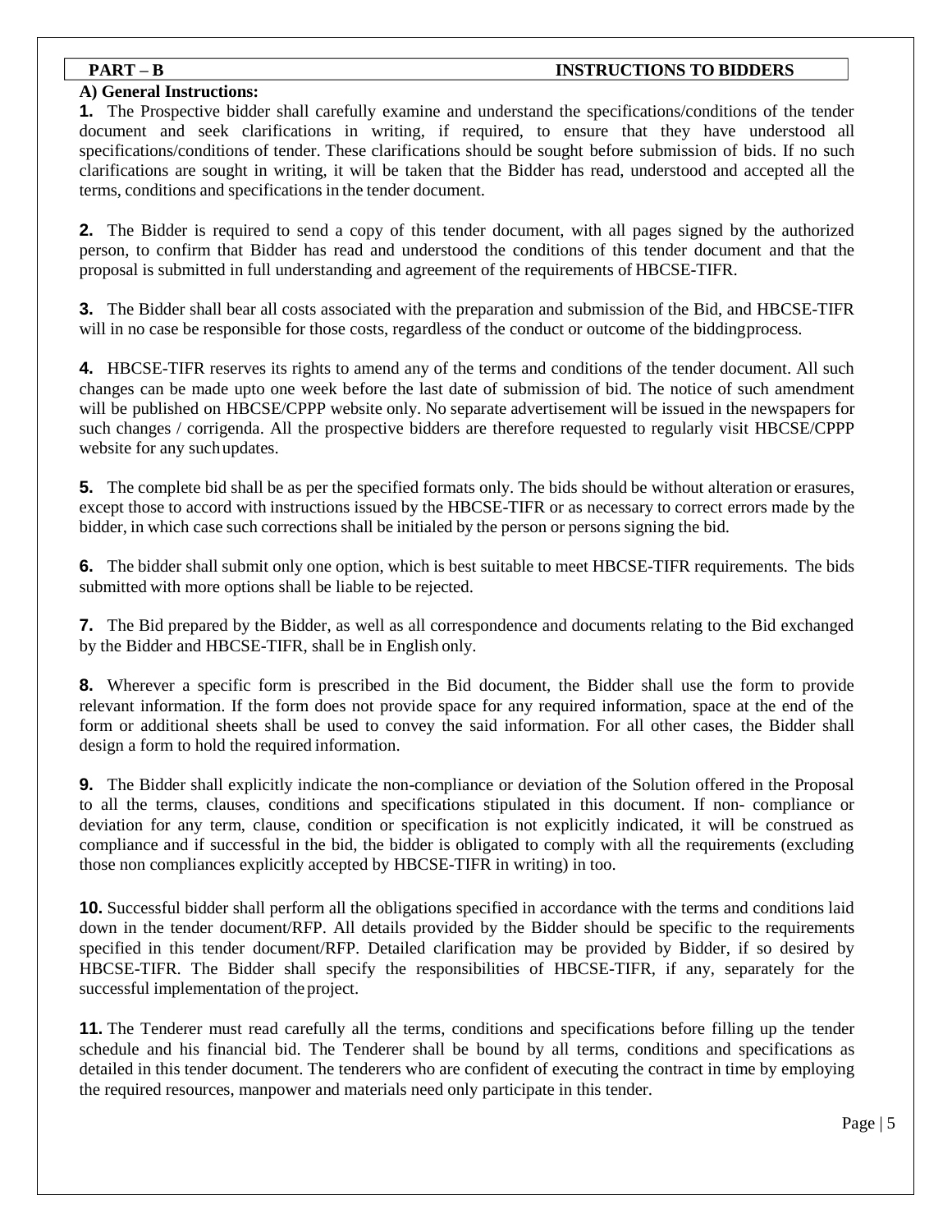**PART – B** **INSTRUCTIONS TO BIDDERS**

**A) General Instructions:**

**1.** The Prospective bidder shall carefully examine and understand the specifications/conditions of the tender document and seek clarifications in writing, if required, to ensure that they have understood all specifications/conditions of tender. These clarifications should be sought before submission of bids. If no such clarifications are sought in writing, it will be taken that the Bidder has read, understood and accepted all the terms, conditions and specifications in the tender document.

**2.** The Bidder is required to send a copy of this tender document, with all pages signed by the authorized person, to confirm that Bidder has read and understood the conditions of this tender document and that the proposal is submitted in full understanding and agreement of the requirements of HBCSE-TIFR.

**3.** The Bidder shall bear all costs associated with the preparation and submission of the Bid, and HBCSE-TIFR will in no case be responsible for those costs, regardless of the conduct or outcome of the biddingprocess.

**4.** HBCSE-TIFR reserves its rights to amend any of the terms and conditions of the tender document. All such changes can be made upto one week before the last date of submission of bid. The notice of such amendment will be published on HBCSE/CPPP website only. No separate advertisement will be issued in the newspapers for such changes / corrigenda. All the prospective bidders are therefore requested to regularly visit HBCSE/CPPP website for any suchupdates.

**5.** The complete bid shall be as per the specified formats only. The bids should be without alteration or erasures, except those to accord with instructions issued by the HBCSE-TIFR or as necessary to correct errors made by the bidder, in which case such corrections shall be initialed by the person or persons signing the bid.

**6.** The bidder shall submit only one option, which is best suitable to meet HBCSE-TIFR requirements. The bids submitted with more options shall be liable to be rejected.

**7.** The Bid prepared by the Bidder, as well as all correspondence and documents relating to the Bid exchanged by the Bidder and HBCSE-TIFR, shall be in English only.

**8.** Wherever a specific form is prescribed in the Bid document, the Bidder shall use the form to provide relevant information. If the form does not provide space for any required information, space at the end of the form or additional sheets shall be used to convey the said information. For all other cases, the Bidder shall design a form to hold the required information.

**9.** The Bidder shall explicitly indicate the non-compliance or deviation of the Solution offered in the Proposal to all the terms, clauses, conditions and specifications stipulated in this document. If non- compliance or deviation for any term, clause, condition or specification is not explicitly indicated, it will be construed as compliance and if successful in the bid, the bidder is obligated to comply with all the requirements (excluding those non compliances explicitly accepted by HBCSE-TIFR in writing) in too.

**10.** Successful bidder shall perform all the obligations specified in accordance with the terms and conditions laid down in the tender document/RFP. All details provided by the Bidder should be specific to the requirements specified in this tender document/RFP. Detailed clarification may be provided by Bidder, if so desired by HBCSE-TIFR. The Bidder shall specify the responsibilities of HBCSE-TIFR, if any, separately for the successful implementation of the project.

**11.** The Tenderer must read carefully all the terms, conditions and specifications before filling up the tender schedule and his financial bid. The Tenderer shall be bound by all terms, conditions and specifications as detailed in this tender document. The tenderers who are confident of executing the contract in time by employing the required resources, manpower and materials need only participate in this tender.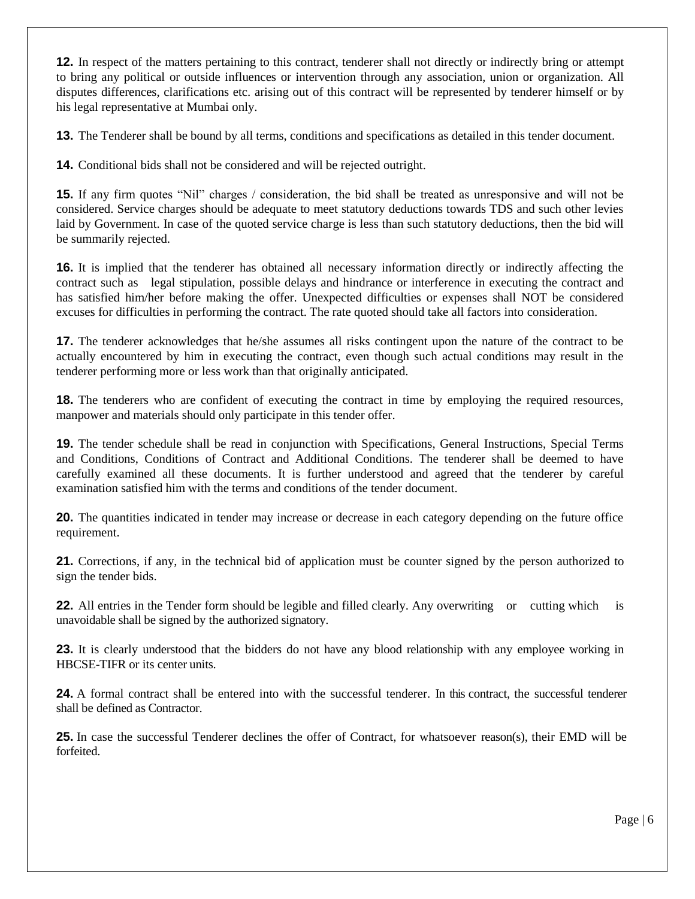**12.** In respect of the matters pertaining to this contract, tenderer shall not directly or indirectly bring or attempt to bring any political or outside influences or intervention through any association, union or organization. All disputes differences, clarifications etc. arising out of this contract will be represented by tenderer himself or by his legal representative at Mumbai only.

**13.** The Tenderer shall be bound by all terms, conditions and specifications as detailed in this tender document.

**14.** Conditional bids shall not be considered and will be rejected outright.

**15.** If any firm quotes "Nil" charges / consideration, the bid shall be treated as unresponsive and will not be considered. Service charges should be adequate to meet statutory deductions towards TDS and such other levies laid by Government. In case of the quoted service charge is less than such statutory deductions, then the bid will be summarily rejected.

**16.** It is implied that the tenderer has obtained all necessary information directly or indirectly affecting the contract such as legal stipulation, possible delays and hindrance or interference in executing the contract and has satisfied him/her before making the offer. Unexpected difficulties or expenses shall NOT be considered excuses for difficulties in performing the contract. The rate quoted should take all factors into consideration.

**17.** The tenderer acknowledges that he/she assumes all risks contingent upon the nature of the contract to be actually encountered by him in executing the contract, even though such actual conditions may result in the tenderer performing more or less work than that originally anticipated.

**18.** The tenderers who are confident of executing the contract in time by employing the required resources, manpower and materials should only participate in this tender offer.

**19.** The tender schedule shall be read in conjunction with Specifications, General Instructions, Special Terms and Conditions, Conditions of Contract and Additional Conditions. The tenderer shall be deemed to have carefully examined all these documents. It is further understood and agreed that the tenderer by careful examination satisfied him with the terms and conditions of the tender document.

**20.** The quantities indicated in tender may increase or decrease in each category depending on the future office requirement.

**21.** Corrections, if any, in the technical bid of application must be counter signed by the person authorized to sign the tender bids.

**22.** All entries in the Tender form should be legible and filled clearly. Any overwriting or cutting which is unavoidable shall be signed by the authorized signatory.

**23.** It is clearly understood that the bidders do not have any blood relationship with any employee working in HBCSE-TIFR or its center units.

**24.** A formal contract shall be entered into with the successful tenderer. In this contract, the successful tenderer shall be defined as Contractor.

**25.** In case the successful Tenderer declines the offer of Contract, for whatsoever reason(s), their EMD will be forfeited.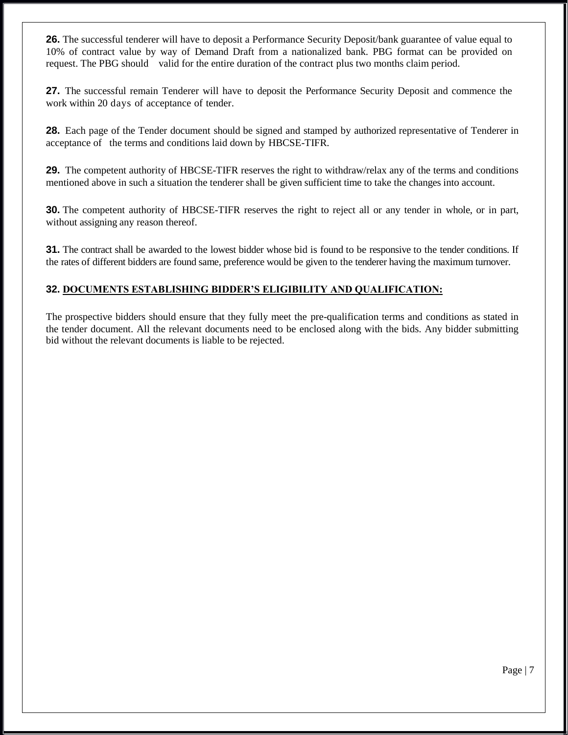**26.** The successful tenderer will have to deposit a Performance Security Deposit/bank guarantee of value equal to 10% of contract value by way of Demand Draft from a nationalized bank. PBG format can be provided on request. The PBG should valid for the entire duration of the contract plus two months claim period.

**27.** The successful remain Tenderer will have to deposit the Performance Security Deposit and commence the work within 20 days of acceptance of tender.

**28.** Each page of the Tender document should be signed and stamped by authorized representative of Tenderer in acceptance of the terms and conditions laid down by HBCSE-TIFR.

**29.** The competent authority of HBCSE-TIFR reserves the right to withdraw/relax any of the terms and conditions mentioned above in such a situation the tenderer shall be given sufficient time to take the changes into account.

**30.** The competent authority of HBCSE-TIFR reserves the right to reject all or any tender in whole, or in part, without assigning any reason thereof.

**31.** The contract shall be awarded to the lowest bidder whose bid is found to be responsive to the tender conditions. If the rates of different bidders are found same, preference would be given to the tenderer having the maximum turnover.

**32. DOCUMENTS ESTABLISHING BIDDER'S ELIGIBILITY AND QUALIFICATION:**

The prospective bidders should ensure that they fully meet the pre-qualification terms and conditions as stated in the tender document. All the relevant documents need to be enclosed along with the bids. Any bidder submitting bid without the relevant documents is liable to be rejected.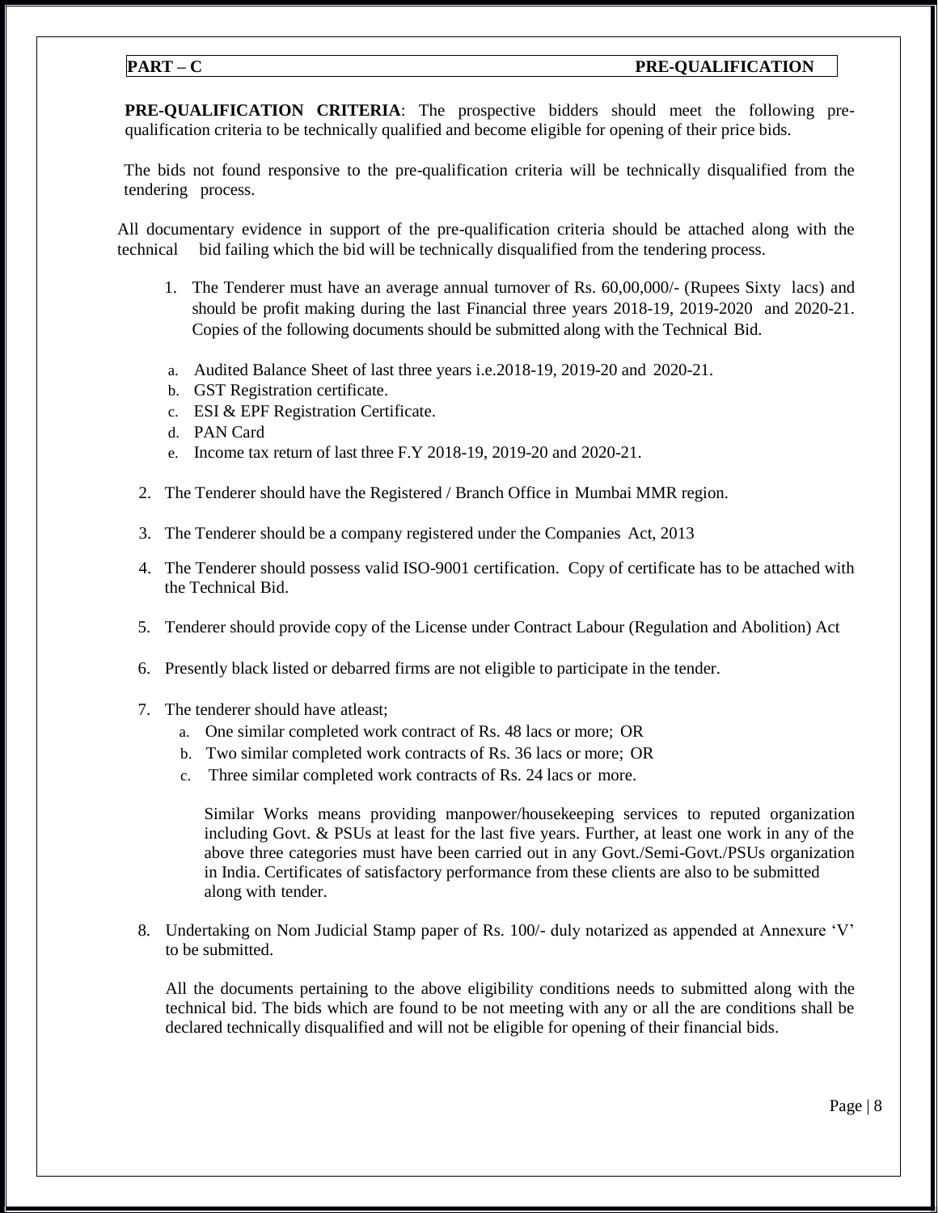**PART – C PRE-QUALIFICATION**

**PRE-QUALIFICATION CRITERIA**: The prospective bidders should meet the following pre-qualification criteria to be technically qualified and become eligible for opening of their price bids.

The bids not found responsive to the pre-qualification criteria will be technically disqualified from the tendering process.

All documentary evidence in support of the pre-qualification criteria should be attached along with the technical bid failing which the bid will be technically disqualified from the tendering process.

1. The Tenderer must have an average annual turnover of Rs. 60,00,000/- (Rupees Sixty lacs) and should be profit making during the last Financial three years 2018-19, 2019-2020 and 2020-21. Copies of the following documents should be submitted along with the Technical Bid.

   a. Audited Balance Sheet of last three years i.e.2018-19, 2019-20 and 2020-21.
   b. GST Registration certificate.
   c. ESI & EPF Registration Certificate.
   d. PAN Card
   e. Income tax return of last three F.Y 2018-19, 2019-20 and 2020-21.

2. The Tenderer should have the Registered / Branch Office in Mumbai MMR region.

3. The Tenderer should be a company registered under the Companies Act, 2013

4. The Tenderer should possess valid ISO-9001 certification. Copy of certificate has to be attached with the Technical Bid.

5. Tenderer should provide copy of the License under Contract Labour (Regulation and Abolition) Act

6. Presently black listed or debarred firms are not eligible to participate in the tender.

7. The tenderer should have atleast;

   a. One similar completed work contract of Rs. 48 lacs or more; OR
   b. Two similar completed work contracts of Rs. 36 lacs or more; OR
   c. Three similar completed work contracts of Rs. 24 lacs or more.

   Similar Works means providing manpower/housekeeping services to reputed organization including Govt. & PSUs at least for the last five years. Further, at least one work in any of the above three categories must have been carried out in any Govt./Semi-Govt./PSUs organization in India. Certificates of satisfactory performance from these clients are also to be submitted along with tender.

8. Undertaking on Nom Judicial Stamp paper of Rs. 100/- duly notarized as appended at Annexure 'V' to be submitted.

   All the documents pertaining to the above eligibility conditions needs to submitted along with the technical bid. The bids which are found to be not meeting with any or all the are conditions shall be declared technically disqualified and will not be eligible for opening of their financial bids.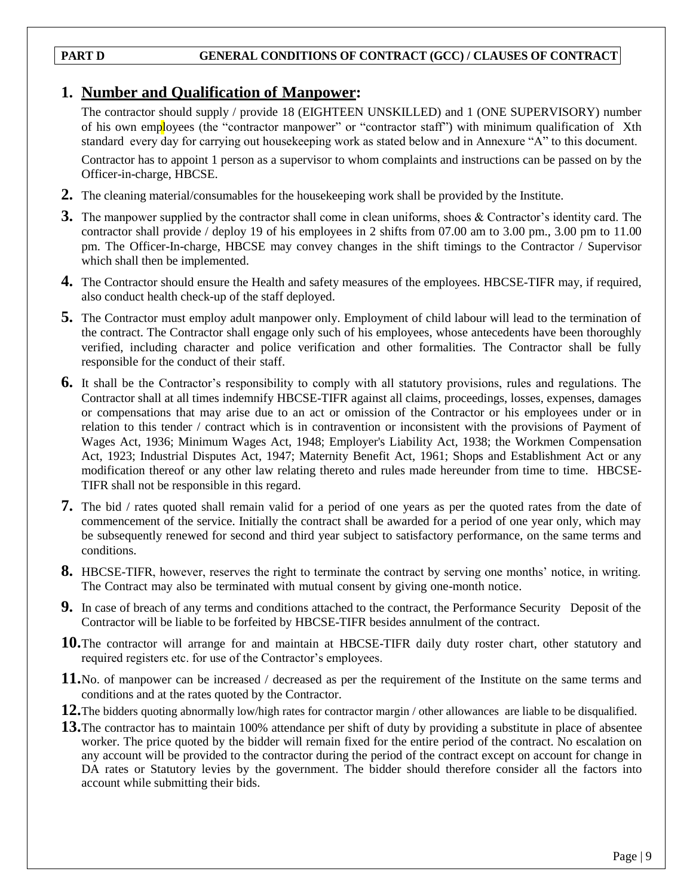**PART D GENERAL CONDITIONS OF CONTRACT (GCC) / CLAUSES OF CONTRACT**

1. **Number and Qualification of Manpower:**

   The contractor should supply / provide 18 (EIGHTEEN UNSKILLED) and 1 (ONE SUPERVISORY) number of his own employees (the "contractor manpower" or "contractor staff") with minimum qualification of Xth standard every day for carrying out housekeeping work as stated below and in Annexure "A" to this document.

   Contractor has to appoint 1 person as a supervisor to whom complaints and instructions can be passed on by the Officer-in-charge, HBCSE.

2. The cleaning material/consumables for the housekeeping work shall be provided by the Institute.

3. The manpower supplied by the contractor shall come in clean uniforms, shoes & Contractor's identity card. The contractor shall provide / deploy 19 of his employees in 2 shifts from 07.00 am to 3.00 pm., 3.00 pm to 11.00 pm. The Officer-In-charge, HBCSE may convey changes in the shift timings to the Contractor / Supervisor which shall then be implemented.

4. The Contractor should ensure the Health and safety measures of the employees. HBCSE-TIFR may, if required, also conduct health check-up of the staff deployed.

5. The Contractor must employ adult manpower only. Employment of child labour will lead to the termination of the contract. The Contractor shall engage only such of his employees, whose antecedents have been thoroughly verified, including character and police verification and other formalities. The Contractor shall be fully responsible for the conduct of their staff.

6. It shall be the Contractor's responsibility to comply with all statutory provisions, rules and regulations. The Contractor shall at all times indemnify HBCSE-TIFR against all claims, proceedings, losses, expenses, damages or compensations that may arise due to an act or omission of the Contractor or his employees under or in relation to this tender / contract which is in contravention or inconsistent with the provisions of Payment of Wages Act, 1936; Minimum Wages Act, 1948; Employer's Liability Act, 1938; the Workmen Compensation Act, 1923; Industrial Disputes Act, 1947; Maternity Benefit Act, 1961; Shops and Establishment Act or any modification thereof or any other law relating thereto and rules made hereunder from time to time. HBCSE-TIFR shall not be responsible in this regard.

7. The bid / rates quoted shall remain valid for a period of one years as per the quoted rates from the date of commencement of the service. Initially the contract shall be awarded for a period of one year only, which may be subsequently renewed for second and third year subject to satisfactory performance, on the same terms and conditions.

8. HBCSE-TIFR, however, reserves the right to terminate the contract by serving one months' notice, in writing. The Contract may also be terminated with mutual consent by giving one-month notice.

9. In case of breach of any terms and conditions attached to the contract, the Performance Security Deposit of the Contractor will be liable to be forfeited by HBCSE-TIFR besides annulment of the contract.

10. The contractor will arrange for and maintain at HBCSE-TIFR daily duty roster chart, other statutory and required registers etc. for use of the Contractor's employees.

11. No. of manpower can be increased / decreased as per the requirement of the Institute on the same terms and conditions and at the rates quoted by the Contractor.

12. The bidders quoting abnormally low/high rates for contractor margin / other allowances are liable to be disqualified.

13. The contractor has to maintain 100% attendance per shift of duty by providing a substitute in place of absentee worker. The price quoted by the bidder will remain fixed for the entire period of the contract. No escalation on any account will be provided to the contractor during the period of the contract except on account for change in DA rates or Statutory levies by the government. The bidder should therefore consider all the factors into account while submitting their bids.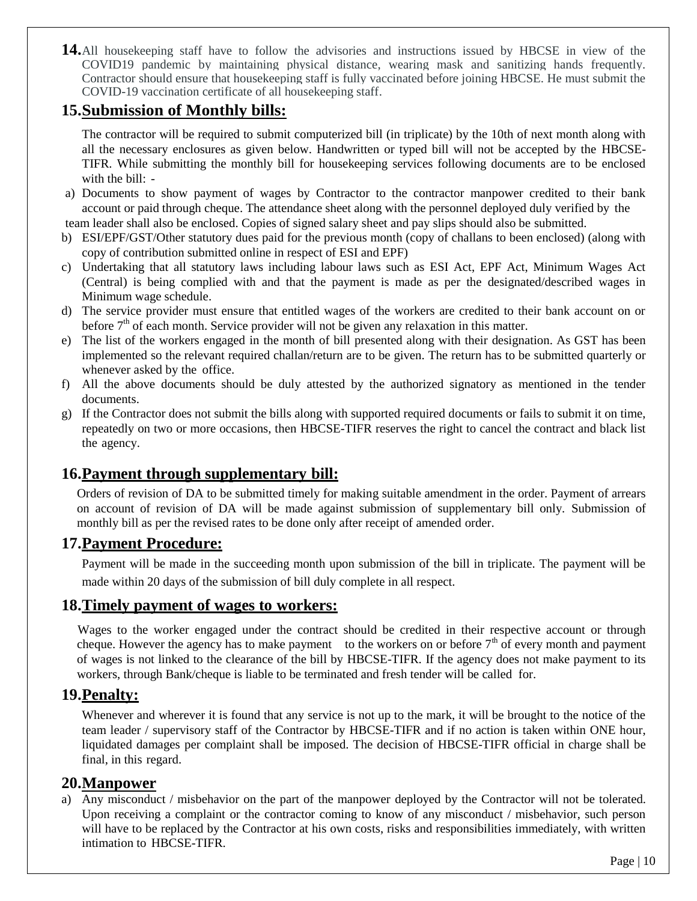**14.** All housekeeping staff have to follow the advisories and instructions issued by HBCSE in view of the COVID19 pandemic by maintaining physical distance, wearing mask and sanitizing hands frequently. Contractor should ensure that housekeeping staff is fully vaccinated before joining HBCSE. He must submit the COVID-19 vaccination certificate of all housekeeping staff.

## 15. Submission of Monthly bills:

The contractor will be required to submit computerized bill (in triplicate) by the 10th of next month along with all the necessary enclosures as given below. Handwritten or typed bill will not be accepted by the HBCSE-TIFR. While submitting the monthly bill for housekeeping services following documents are to be enclosed with the bill: -

a) Documents to show payment of wages by Contractor to the contractor manpower credited to their bank account or paid through cheque. The attendance sheet along with the personnel deployed duly verified by the team leader shall also be enclosed. Copies of signed salary sheet and pay slips should also be submitted.
b) ESI/EPF/GST/Other statutory dues paid for the previous month (copy of challans to been enclosed) (along with copy of contribution submitted online in respect of ESI and EPF)
c) Undertaking that all statutory laws including labour laws such as ESI Act, EPF Act, Minimum Wages Act (Central) is being complied with and that the payment is made as per the designated/described wages in Minimum wage schedule.
d) The service provider must ensure that entitled wages of the workers are credited to their bank account on or before 7th of each month. Service provider will not be given any relaxation in this matter.
e) The list of the workers engaged in the month of bill presented along with their designation. As GST has been implemented so the relevant required challan/return are to be given. The return has to be submitted quarterly or whenever asked by the office.
f) All the above documents should be duly attested by the authorized signatory as mentioned in the tender documents.
g) If the Contractor does not submit the bills along with supported required documents or fails to submit it on time, repeatedly on two or more occasions, then HBCSE-TIFR reserves the right to cancel the contract and black list the agency.

## 16. Payment through supplementary bill:

Orders of revision of DA to be submitted timely for making suitable amendment in the order. Payment of arrears on account of revision of DA will be made against submission of supplementary bill only. Submission of monthly bill as per the revised rates to be done only after receipt of amended order.

## 17. Payment Procedure:

Payment will be made in the succeeding month upon submission of the bill in triplicate. The payment will be made within 20 days of the submission of bill duly complete in all respect.

## 18. Timely payment of wages to workers:

Wages to the worker engaged under the contract should be credited in their respective account or through cheque. However the agency has to make payment to the workers on or before 7th of every month and payment of wages is not linked to the clearance of the bill by HBCSE-TIFR. If the agency does not make payment to its workers, through Bank/cheque is liable to be terminated and fresh tender will be called for.

## 19. Penalty:

Whenever and wherever it is found that any service is not up to the mark, it will be brought to the notice of the team leader / supervisory staff of the Contractor by HBCSE-TIFR and if no action is taken within ONE hour, liquidated damages per complaint shall be imposed. The decision of HBCSE-TIFR official in charge shall be final, in this regard.

## 20. Manpower

a) Any misconduct / misbehavior on the part of the manpower deployed by the Contractor will not be tolerated. Upon receiving a complaint or the contractor coming to know of any misconduct / misbehavior, such person will have to be replaced by the Contractor at his own costs, risks and responsibilities immediately, with written intimation to HBCSE-TIFR.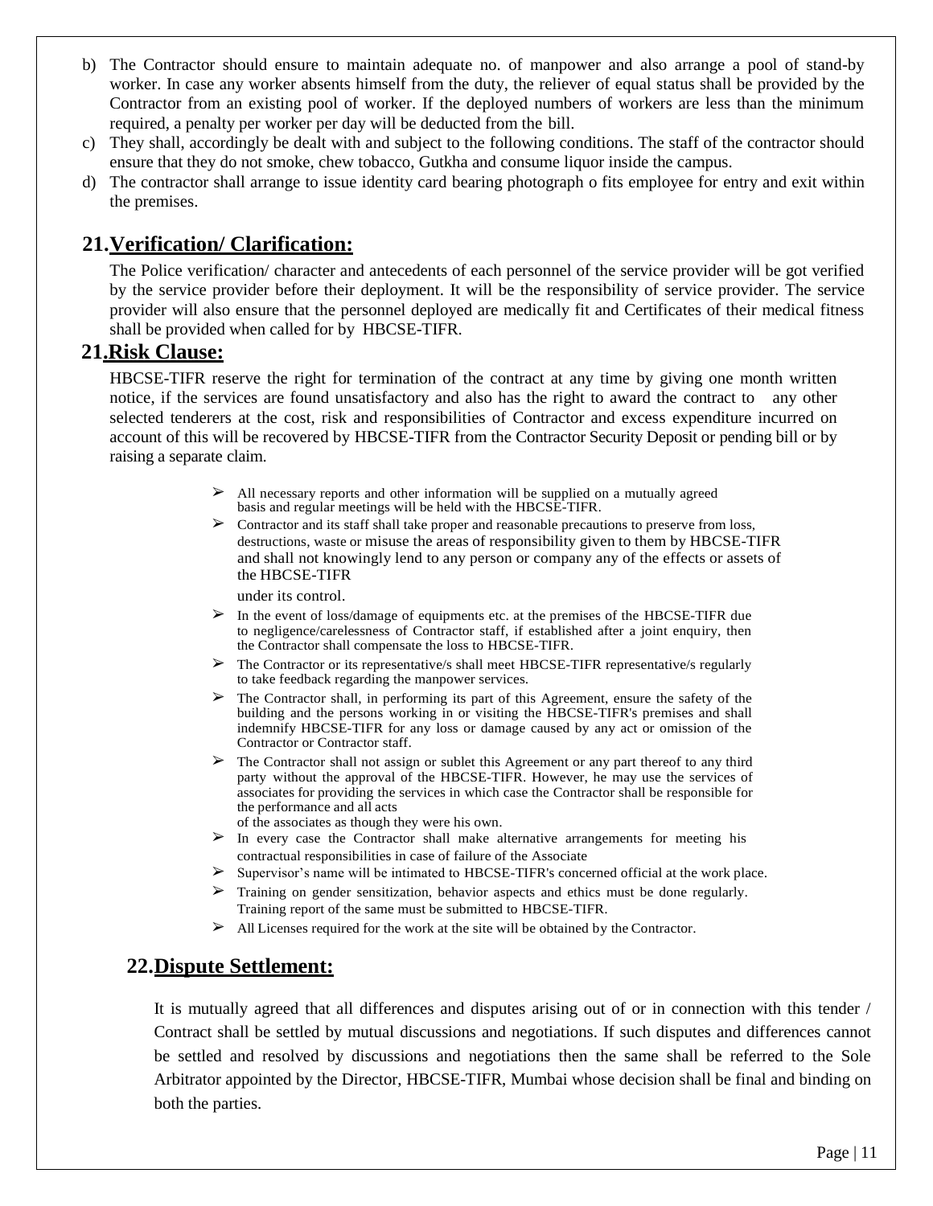b) The Contractor should ensure to maintain adequate no. of manpower and also arrange a pool of stand-by worker. In case any worker absents himself from the duty, the reliever of equal status shall be provided by the Contractor from an existing pool of worker. If the deployed numbers of workers are less than the minimum required, a penalty per worker per day will be deducted from the bill.
c) They shall, accordingly be dealt with and subject to the following conditions. The staff of the contractor should ensure that they do not smoke, chew tobacco, Gutkha and consume liquor inside the campus.
d) The contractor shall arrange to issue identity card bearing photograph o fits employee for entry and exit within the premises.

## 21.Verification/ Clarification:

The Police verification/ character and antecedents of each personnel of the service provider will be got verified by the service provider before their deployment. It will be the responsibility of service provider. The service provider will also ensure that the personnel deployed are medically fit and Certificates of their medical fitness shall be provided when called for by HBCSE-TIFR.

## 21.Risk Clause:

HBCSE-TIFR reserve the right for termination of the contract at any time by giving one month written notice, if the services are found unsatisfactory and also has the right to award the contract to any other selected tenderers at the cost, risk and responsibilities of Contractor and excess expenditure incurred on account of this will be recovered by HBCSE-TIFR from the Contractor Security Deposit or pending bill or by raising a separate claim.

- All necessary reports and other information will be supplied on a mutually agreed basis and regular meetings will be held with the HBCSE-TIFR.
- Contractor and its staff shall take proper and reasonable precautions to preserve from loss, destructions, waste or misuse the areas of responsibility given to them by HBCSE-TIFR and shall not knowingly lend to any person or company any of the effects or assets of the HBCSE-TIFR under its control.
- In the event of loss/damage of equipments etc. at the premises of the HBCSE-TIFR due to negligence/carelessness of Contractor staff, if established after a joint enquiry, then the Contractor shall compensate the loss to HBCSE-TIFR.
- The Contractor or its representative/s shall meet HBCSE-TIFR representative/s regularly to take feedback regarding the manpower services.
- The Contractor shall, in performing its part of this Agreement, ensure the safety of the building and the persons working in or visiting the HBCSE-TIFR's premises and shall indemnify HBCSE-TIFR for any loss or damage caused by any act or omission of the Contractor or Contractor staff.
- The Contractor shall not assign or sublet this Agreement or any part thereof to any third party without the approval of the HBCSE-TIFR. However, he may use the services of associates for providing the services in which case the Contractor shall be responsible for the performance and all acts of the associates as though they were his own.
- In every case the Contractor shall make alternative arrangements for meeting his contractual responsibilities in case of failure of the Associate
- Supervisor's name will be intimated to HBCSE-TIFR's concerned official at the work place.
- Training on gender sensitization, behavior aspects and ethics must be done regularly. Training report of the same must be submitted to HBCSE-TIFR.
- All Licenses required for the work at the site will be obtained by the Contractor.

## 22.Dispute Settlement:

It is mutually agreed that all differences and disputes arising out of or in connection with this tender / Contract shall be settled by mutual discussions and negotiations. If such disputes and differences cannot be settled and resolved by discussions and negotiations then the same shall be referred to the Sole Arbitrator appointed by the Director, HBCSE-TIFR, Mumbai whose decision shall be final and binding on both the parties.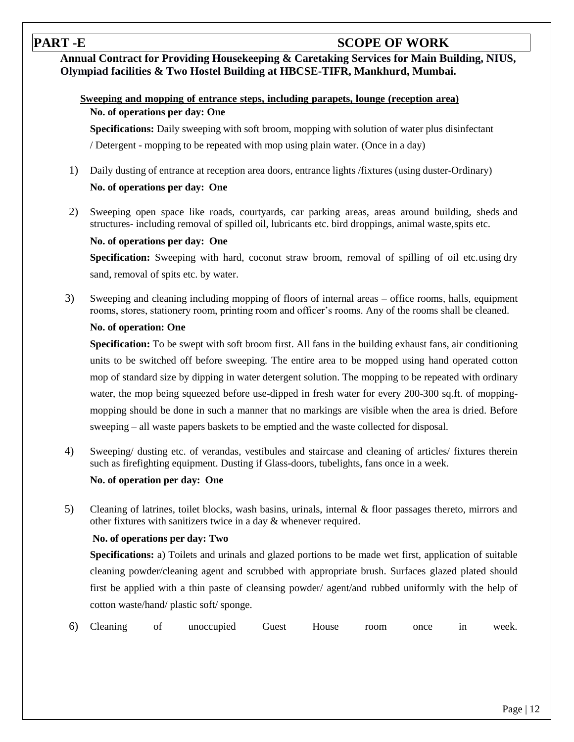# PART -E SCOPE OF WORK

**Annual Contract for Providing Housekeeping & Caretaking Services for Main Building, NIUS, Olympiad facilities & Two Hostel Building at HBCSE-TIFR, Mankhurd, Mumbai.**

**Sweeping and mopping of entrance steps, including parapets, lounge (reception area)**

**No. of operations per day: One**

**Specifications:** Daily sweeping with soft broom, mopping with solution of water plus disinfectant / Detergent - mopping to be repeated with mop using plain water. (Once in a day)

1) Daily dusting of entrance at reception area doors, entrance lights /fixtures (using duster-Ordinary)

   **No. of operations per day: One**

2) Sweeping open space like roads, courtyards, car parking areas, areas around building, sheds and structures- including removal of spilled oil, lubricants etc. bird droppings, animal waste,spits etc.

   **No. of operations per day: One**

   **Specification:** Sweeping with hard, coconut straw broom, removal of spilling of oil etc.using dry sand, removal of spits etc. by water.

3) Sweeping and cleaning including mopping of floors of internal areas – office rooms, halls, equipment rooms, stores, stationery room, printing room and officer's rooms. Any of the rooms shall be cleaned.

   **No. of operation: One**

   **Specification:** To be swept with soft broom first. All fans in the building exhaust fans, air conditioning units to be switched off before sweeping. The entire area to be mopped using hand operated cotton mop of standard size by dipping in water detergent solution. The mopping to be repeated with ordinary water, the mop being squeezed before use-dipped in fresh water for every 200-300 sq.ft. of mopping-mopping should be done in such a manner that no markings are visible when the area is dried. Before sweeping – all waste papers baskets to be emptied and the waste collected for disposal.

4) Sweeping/ dusting etc. of verandas, vestibules and staircase and cleaning of articles/ fixtures therein such as firefighting equipment. Dusting if Glass-doors, tubelights, fans once in a week.

   **No. of operation per day: One**

5) Cleaning of latrines, toilet blocks, wash basins, urinals, internal & floor passages thereto, mirrors and other fixtures with sanitizers twice in a day & whenever required.

   **No. of operations per day: Two**

   **Specifications:** a) Toilets and urinals and glazed portions to be made wet first, application of suitable cleaning powder/cleaning agent and scrubbed with appropriate brush. Surfaces glazed plated should first be applied with a thin paste of cleansing powder/ agent/and rubbed uniformly with the help of cotton waste/hand/ plastic soft/ sponge.

6) Cleaning of unoccupied Guest House room once in week.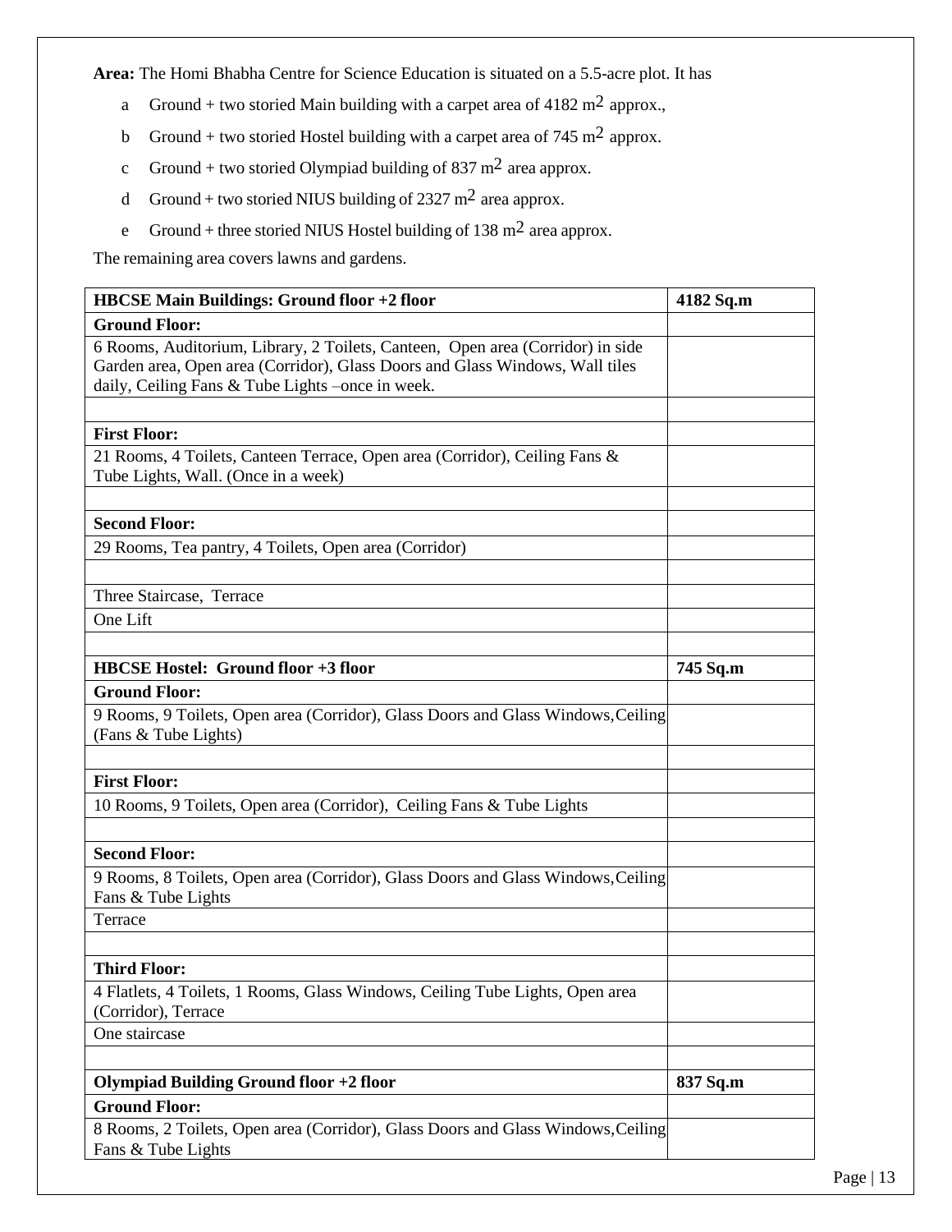**Area:** The Homi Bhabha Centre for Science Education is situated on a 5.5-acre plot. It has

a. Ground + two storied Main building with a carpet area of 4182 $m^2$ approx.,
b. Ground + two storied Hostel building with a carpet area of 745 $m^2$ approx.
c. Ground + two storied Olympiad building of 837 $m^2$ area approx.
d. Ground + two storied NIUS building of 2327 $m^2$ area approx.
e. Ground + three storied NIUS Hostel building of 138 $m^2$ area approx.

The remaining area covers lawns and gardens.

| **HBCSE Main Buildings: Ground floor +2 floor** | **4182 Sq.m** |
|---|---|
| **Ground Floor:** | |
| 6 Rooms, Auditorium, Library, 2 Toilets, Canteen, Open area (Corridor) in side Garden area, Open area (Corridor), Glass Doors and Glass Windows, Wall tiles daily, Ceiling Fans & Tube Lights –once in week. | |
| | |
| **First Floor:** | |
| 21 Rooms, 4 Toilets, Canteen Terrace, Open area (Corridor), Ceiling Fans & Tube Lights, Wall. (Once in a week) | |
| | |
| **Second Floor:** | |
| 29 Rooms, Tea pantry, 4 Toilets, Open area (Corridor) | |
| | |
| Three Staircase, Terrace | |
| One Lift | |
| | |
| **HBCSE Hostel: Ground floor +3 floor** | **745 Sq.m** |
| **Ground Floor:** | |
| 9 Rooms, 9 Toilets, Open area (Corridor), Glass Doors and Glass Windows, Ceiling (Fans & Tube Lights) | |
| | |
| **First Floor:** | |
| 10 Rooms, 9 Toilets, Open area (Corridor), Ceiling Fans & Tube Lights | |
| | |
| **Second Floor:** | |
| 9 Rooms, 8 Toilets, Open area (Corridor), Glass Doors and Glass Windows, Ceiling Fans & Tube Lights | |
| Terrace | |
| | |
| **Third Floor:** | |
| 4 Flatlets, 4 Toilets, 1 Rooms, Glass Windows, Ceiling Tube Lights, Open area (Corridor), Terrace | |
| One staircase | |
| | |
| **Olympiad Building Ground floor +2 floor** | **837 Sq.m** |
| **Ground Floor:** | |
| 8 Rooms, 2 Toilets, Open area (Corridor), Glass Doors and Glass Windows, Ceiling Fans & Tube Lights | |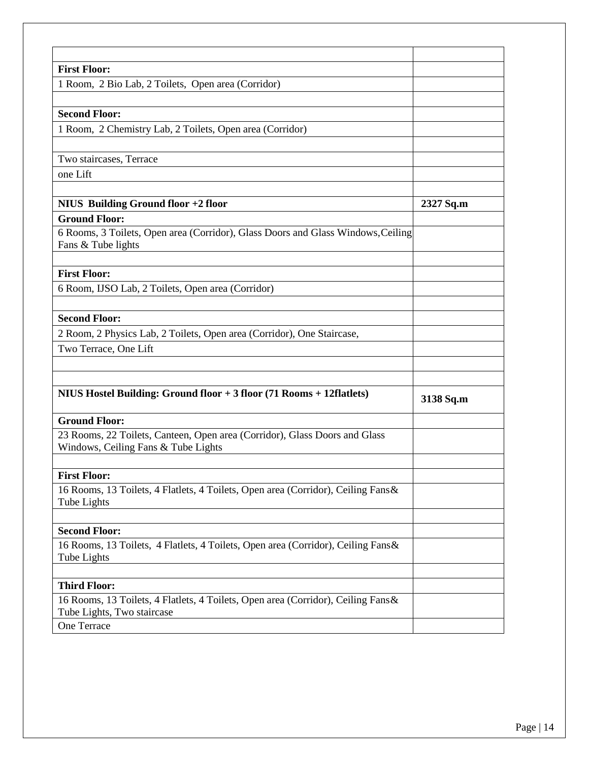| | |
|---|---|
| **First Floor:** | |
| 1 Room, 2 Bio Lab, 2 Toilets, Open area (Corridor) | |
| | |
| **Second Floor:** | |
| 1 Room, 2 Chemistry Lab, 2 Toilets, Open area (Corridor) | |
| | |
| Two staircases, Terrace | |
| one Lift | |
| | |
| **NIUS Building Ground floor +2 floor** | **2327 Sq.m** |
| **Ground Floor:** | |
| 6 Rooms, 3 Toilets, Open area (Corridor), Glass Doors and Glass Windows,Ceiling Fans & Tube lights | |
| | |
| **First Floor:** | |
| 6 Room, IJSO Lab, 2 Toilets, Open area (Corridor) | |
| | |
| **Second Floor:** | |
| 2 Room, 2 Physics Lab, 2 Toilets, Open area (Corridor), One Staircase, | |
| Two Terrace, One Lift | |
| | |
| | |
| **NIUS Hostel Building: Ground floor + 3 floor (71 Rooms + 12flatlets)** | **3138 Sq.m** |
| **Ground Floor:** | |
| 23 Rooms, 22 Toilets, Canteen, Open area (Corridor), Glass Doors and Glass Windows, Ceiling Fans & Tube Lights | |
| | |
| **First Floor:** | |
| 16 Rooms, 13 Toilets, 4 Flatlets, 4 Toilets, Open area (Corridor), Ceiling Fans& Tube Lights | |
| | |
| **Second Floor:** | |
| 16 Rooms, 13 Toilets, 4 Flatlets, 4 Toilets, Open area (Corridor), Ceiling Fans& Tube Lights | |
| | |
| **Third Floor:** | |
| 16 Rooms, 13 Toilets, 4 Flatlets, 4 Toilets, Open area (Corridor), Ceiling Fans& Tube Lights, Two staircase | |
| One Terrace | |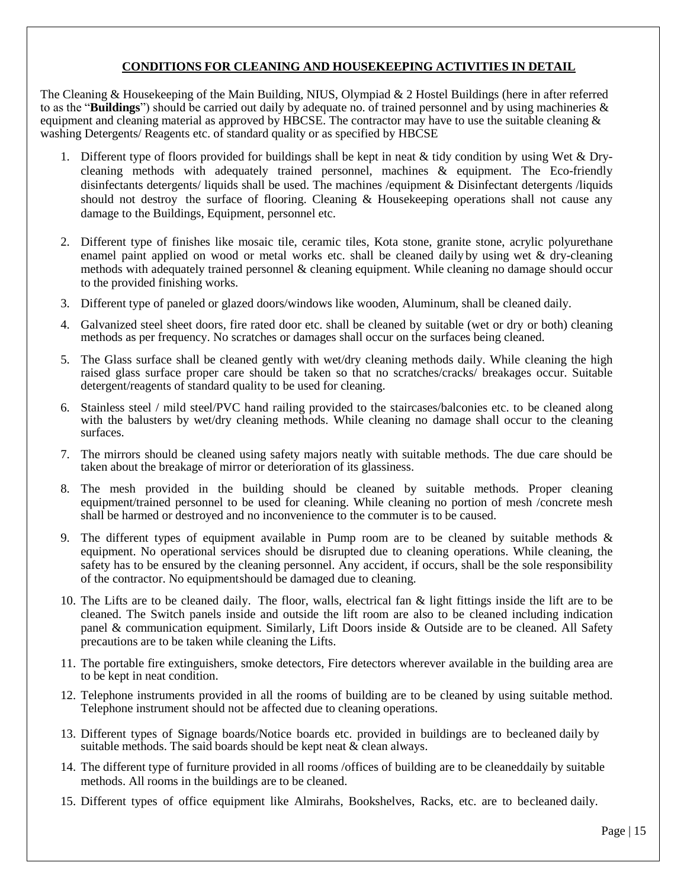## CONDITIONS FOR CLEANING AND HOUSEKEEPING ACTIVITIES IN DETAIL

The Cleaning & Housekeeping of the Main Building, NIUS, Olympiad & 2 Hostel Buildings (here in after referred to as the "**Buildings**") should be carried out daily by adequate no. of trained personnel and by using machineries & equipment and cleaning material as approved by HBCSE. The contractor may have to use the suitable cleaning & washing Detergents/ Reagents etc. of standard quality or as specified by HBCSE

1. Different type of floors provided for buildings shall be kept in neat & tidy condition by using Wet & Dry-cleaning methods with adequately trained personnel, machines & equipment. The Eco-friendly disinfectants detergents/ liquids shall be used. The machines /equipment & Disinfectant detergents /liquids should not destroy the surface of flooring. Cleaning & Housekeeping operations shall not cause any damage to the Buildings, Equipment, personnel etc.
2. Different type of finishes like mosaic tile, ceramic tiles, Kota stone, granite stone, acrylic polyurethane enamel paint applied on wood or metal works etc. shall be cleaned daily by using wet & dry-cleaning methods with adequately trained personnel & cleaning equipment. While cleaning no damage should occur to the provided finishing works.
3. Different type of paneled or glazed doors/windows like wooden, Aluminum, shall be cleaned daily.
4. Galvanized steel sheet doors, fire rated door etc. shall be cleaned by suitable (wet or dry or both) cleaning methods as per frequency. No scratches or damages shall occur on the surfaces being cleaned.
5. The Glass surface shall be cleaned gently with wet/dry cleaning methods daily. While cleaning the high raised glass surface proper care should be taken so that no scratches/cracks/ breakages occur. Suitable detergent/reagents of standard quality to be used for cleaning.
6. Stainless steel / mild steel/PVC hand railing provided to the staircases/balconies etc. to be cleaned along with the balusters by wet/dry cleaning methods. While cleaning no damage shall occur to the cleaning surfaces.
7. The mirrors should be cleaned using safety majors neatly with suitable methods. The due care should be taken about the breakage of mirror or deterioration of its glassiness.
8. The mesh provided in the building should be cleaned by suitable methods. Proper cleaning equipment/trained personnel to be used for cleaning. While cleaning no portion of mesh /concrete mesh shall be harmed or destroyed and no inconvenience to the commuter is to be caused.
9. The different types of equipment available in Pump room are to be cleaned by suitable methods & equipment. No operational services should be disrupted due to cleaning operations. While cleaning, the safety has to be ensured by the cleaning personnel. Any accident, if occurs, shall be the sole responsibility of the contractor. No equipmentshould be damaged due to cleaning.
10. The Lifts are to be cleaned daily. The floor, walls, electrical fan & light fittings inside the lift are to be cleaned. The Switch panels inside and outside the lift room are also to be cleaned including indication panel & communication equipment. Similarly, Lift Doors inside & Outside are to be cleaned. All Safety precautions are to be taken while cleaning the Lifts.
11. The portable fire extinguishers, smoke detectors, Fire detectors wherever available in the building area are to be kept in neat condition.
12. Telephone instruments provided in all the rooms of building are to be cleaned by using suitable method. Telephone instrument should not be affected due to cleaning operations.
13. Different types of Signage boards/Notice boards etc. provided in buildings are to becleaned daily by suitable methods. The said boards should be kept neat & clean always.
14. The different type of furniture provided in all rooms /offices of building are to be cleaneddaily by suitable methods. All rooms in the buildings are to be cleaned.
15. Different types of office equipment like Almirahs, Bookshelves, Racks, etc. are to becleaned daily.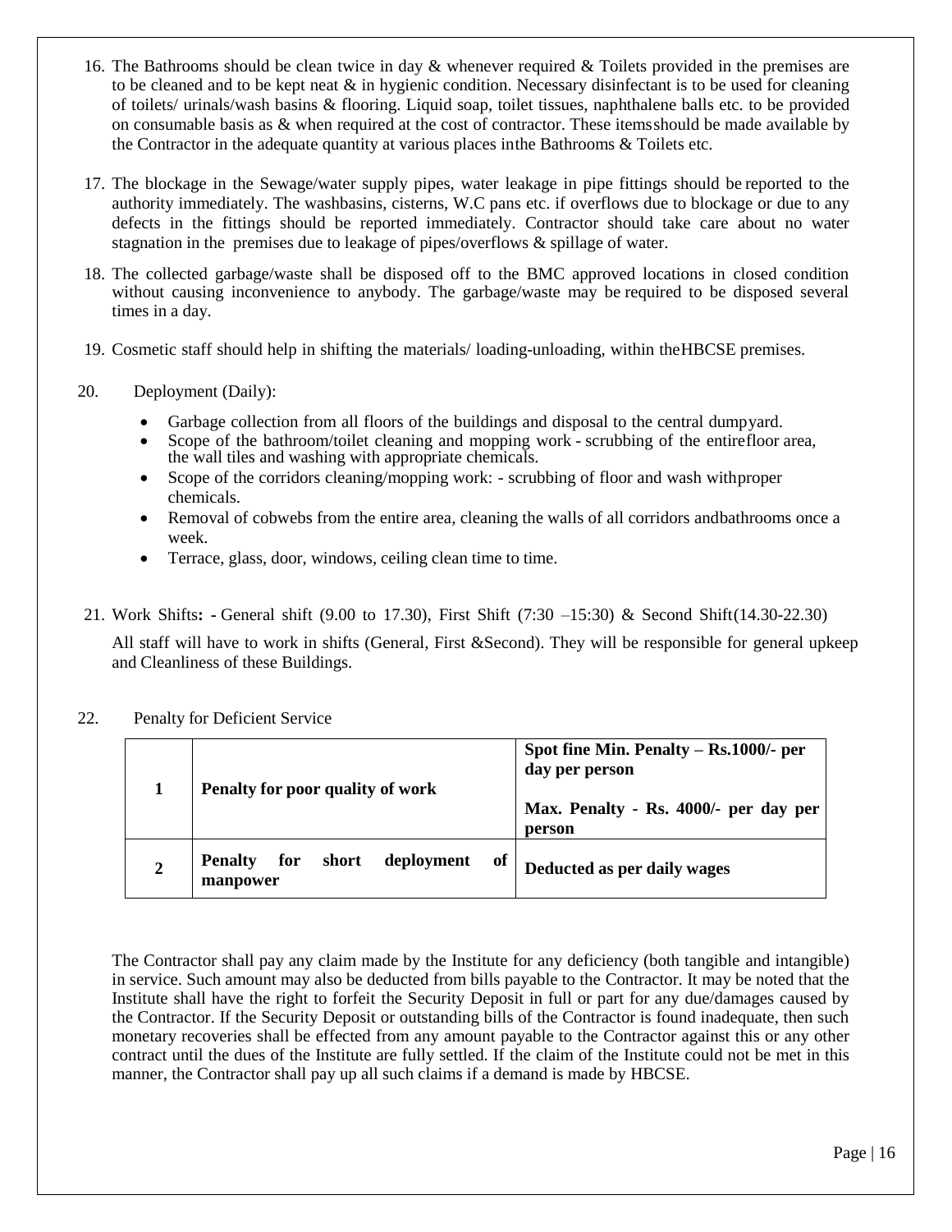16. The Bathrooms should be clean twice in day & whenever required & Toilets provided in the premises are to be cleaned and to be kept neat & in hygienic condition. Necessary disinfectant is to be used for cleaning of toilets/ urinals/wash basins & flooring. Liquid soap, toilet tissues, naphthalene balls etc. to be provided on consumable basis as & when required at the cost of contractor. These items should be made available by the Contractor in the adequate quantity at various places in the Bathrooms & Toilets etc.

17. The blockage in the Sewage/water supply pipes, water leakage in pipe fittings should be reported to the authority immediately. The washbasins, cisterns, W.C pans etc. if overflows due to blockage or due to any defects in the fittings should be reported immediately. Contractor should take care about no water stagnation in the premises due to leakage of pipes/overflows & spillage of water.

18. The collected garbage/waste shall be disposed off to the BMC approved locations in closed condition without causing inconvenience to anybody. The garbage/waste may be required to be disposed several times in a day.

19. Cosmetic staff should help in shifting the materials/ loading-unloading, within the HBCSE premises.

20. Deployment (Daily):

    - Garbage collection from all floors of the buildings and disposal to the central dumpyard.
    - Scope of the bathroom/toilet cleaning and mopping work - scrubbing of the entire floor area, the wall tiles and washing with appropriate chemicals.
    - Scope of the corridors cleaning/mopping work: - scrubbing of floor and wash with proper chemicals.
    - Removal of cobwebs from the entire area, cleaning the walls of all corridors and bathrooms once a week.
    - Terrace, glass, door, windows, ceiling clean time to time.

21. Work Shifts**: -** General shift (9.00 to 17.30), First Shift (7:30 –15:30) & Second Shift (14.30-22.30)

    All staff will have to work in shifts (General, First & Second). They will be responsible for general upkeep and Cleanliness of these Buildings.

22. Penalty for Deficient Service

| | | |
|---|---|---|
| **1** | **Penalty for poor quality of work** | **Spot fine Min. Penalty – Rs.1000/- per day per person**<br><br>**Max. Penalty - Rs. 4000/- per day per person** |
| **2** | **Penalty for short deployment of manpower** | **Deducted as per daily wages** |

The Contractor shall pay any claim made by the Institute for any deficiency (both tangible and intangible) in service. Such amount may also be deducted from bills payable to the Contractor. It may be noted that the Institute shall have the right to forfeit the Security Deposit in full or part for any due/damages caused by the Contractor. If the Security Deposit or outstanding bills of the Contractor is found inadequate, then such monetary recoveries shall be effected from any amount payable to the Contractor against this or any other contract until the dues of the Institute are fully settled. If the claim of the Institute could not be met in this manner, the Contractor shall pay up all such claims if a demand is made by HBCSE.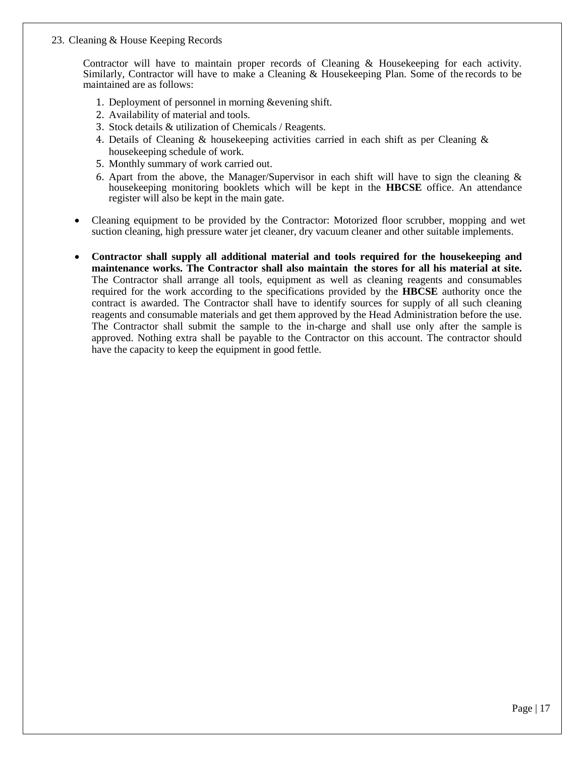23. Cleaning & House Keeping Records

Contractor will have to maintain proper records of Cleaning & Housekeeping for each activity. Similarly, Contractor will have to make a Cleaning & Housekeeping Plan. Some of the records to be maintained are as follows:

1. Deployment of personnel in morning &evening shift.
2. Availability of material and tools.
3. Stock details & utilization of Chemicals / Reagents.
4. Details of Cleaning & housekeeping activities carried in each shift as per Cleaning & housekeeping schedule of work.
5. Monthly summary of work carried out.
6. Apart from the above, the Manager/Supervisor in each shift will have to sign the cleaning & housekeeping monitoring booklets which will be kept in the **HBCSE** office. An attendance register will also be kept in the main gate.

- Cleaning equipment to be provided by the Contractor: Motorized floor scrubber, mopping and wet suction cleaning, high pressure water jet cleaner, dry vacuum cleaner and other suitable implements.
- **Contractor shall supply all additional material and tools required for the housekeeping and maintenance works. The Contractor shall also maintain the stores for all his material at site.** The Contractor shall arrange all tools, equipment as well as cleaning reagents and consumables required for the work according to the specifications provided by the **HBCSE** authority once the contract is awarded. The Contractor shall have to identify sources for supply of all such cleaning reagents and consumable materials and get them approved by the Head Administration before the use. The Contractor shall submit the sample to the in-charge and shall use only after the sample is approved. Nothing extra shall be payable to the Contractor on this account. The contractor should have the capacity to keep the equipment in good fettle.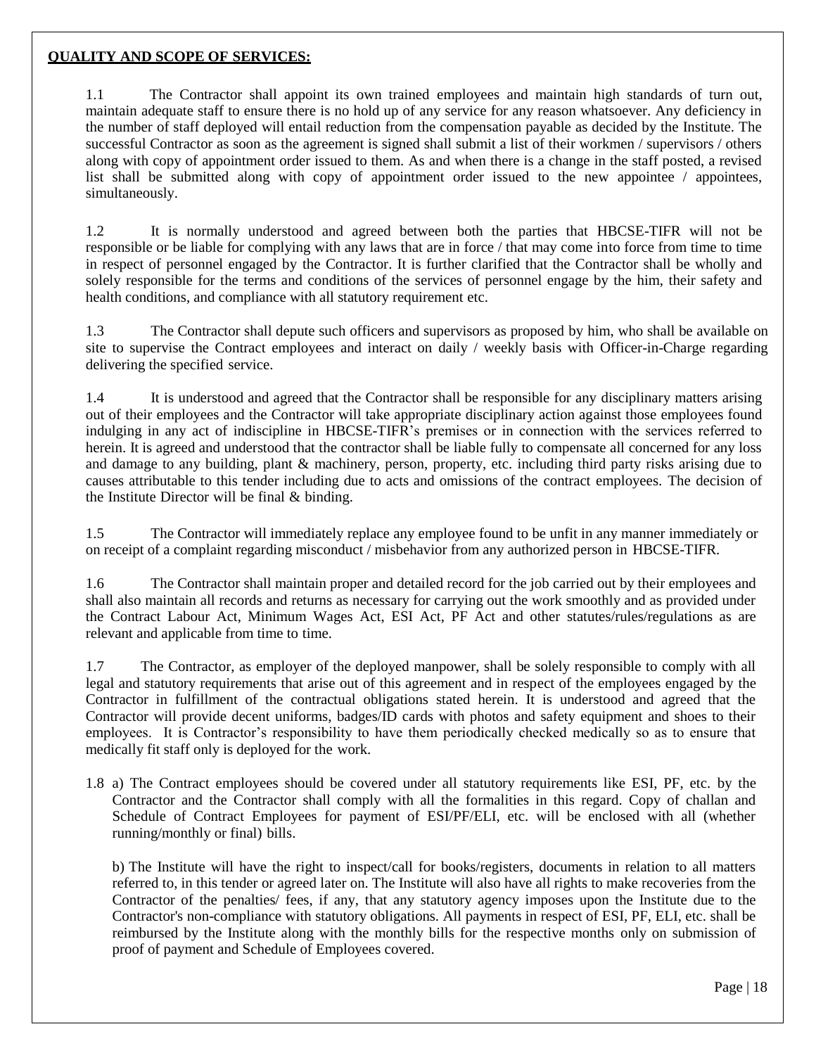**QUALITY AND SCOPE OF SERVICES:**

1.1 The Contractor shall appoint its own trained employees and maintain high standards of turn out, maintain adequate staff to ensure there is no hold up of any service for any reason whatsoever. Any deficiency in the number of staff deployed will entail reduction from the compensation payable as decided by the Institute. The successful Contractor as soon as the agreement is signed shall submit a list of their workmen / supervisors / others along with copy of appointment order issued to them. As and when there is a change in the staff posted, a revised list shall be submitted along with copy of appointment order issued to the new appointee / appointees, simultaneously.

1.2 It is normally understood and agreed between both the parties that HBCSE-TIFR will not be responsible or be liable for complying with any laws that are in force / that may come into force from time to time in respect of personnel engaged by the Contractor. It is further clarified that the Contractor shall be wholly and solely responsible for the terms and conditions of the services of personnel engage by the him, their safety and health conditions, and compliance with all statutory requirement etc.

1.3 The Contractor shall depute such officers and supervisors as proposed by him, who shall be available on site to supervise the Contract employees and interact on daily / weekly basis with Officer-in-Charge regarding delivering the specified service.

1.4 It is understood and agreed that the Contractor shall be responsible for any disciplinary matters arising out of their employees and the Contractor will take appropriate disciplinary action against those employees found indulging in any act of indiscipline in HBCSE-TIFR's premises or in connection with the services referred to herein. It is agreed and understood that the contractor shall be liable fully to compensate all concerned for any loss and damage to any building, plant & machinery, person, property, etc. including third party risks arising due to causes attributable to this tender including due to acts and omissions of the contract employees. The decision of the Institute Director will be final & binding.

1.5 The Contractor will immediately replace any employee found to be unfit in any manner immediately or on receipt of a complaint regarding misconduct / misbehavior from any authorized person in HBCSE-TIFR.

1.6 The Contractor shall maintain proper and detailed record for the job carried out by their employees and shall also maintain all records and returns as necessary for carrying out the work smoothly and as provided under the Contract Labour Act, Minimum Wages Act, ESI Act, PF Act and other statutes/rules/regulations as are relevant and applicable from time to time.

1.7 The Contractor, as employer of the deployed manpower, shall be solely responsible to comply with all legal and statutory requirements that arise out of this agreement and in respect of the employees engaged by the Contractor in fulfillment of the contractual obligations stated herein. It is understood and agreed that the Contractor will provide decent uniforms, badges/ID cards with photos and safety equipment and shoes to their employees. It is Contractor's responsibility to have them periodically checked medically so as to ensure that medically fit staff only is deployed for the work.

1.8 a) The Contract employees should be covered under all statutory requirements like ESI, PF, etc. by the Contractor and the Contractor shall comply with all the formalities in this regard. Copy of challan and Schedule of Contract Employees for payment of ESI/PF/ELI, etc. will be enclosed with all (whether running/monthly or final) bills.

b) The Institute will have the right to inspect/call for books/registers, documents in relation to all matters referred to, in this tender or agreed later on. The Institute will also have all rights to make recoveries from the Contractor of the penalties/ fees, if any, that any statutory agency imposes upon the Institute due to the Contractor's non-compliance with statutory obligations. All payments in respect of ESI, PF, ELI, etc. shall be reimbursed by the Institute along with the monthly bills for the respective months only on submission of proof of payment and Schedule of Employees covered.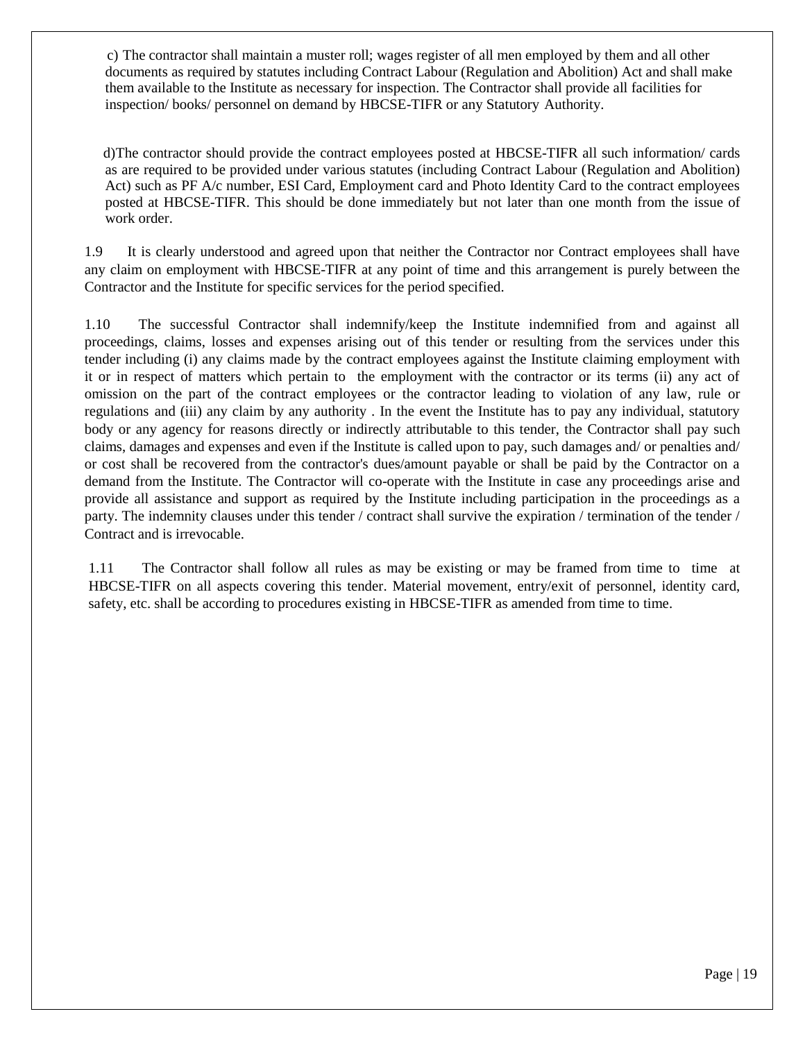c) The contractor shall maintain a muster roll; wages register of all men employed by them and all other documents as required by statutes including Contract Labour (Regulation and Abolition) Act and shall make them available to the Institute as necessary for inspection. The Contractor shall provide all facilities for inspection/ books/ personnel on demand by HBCSE-TIFR or any Statutory Authority.

d)The contractor should provide the contract employees posted at HBCSE-TIFR all such information/ cards as are required to be provided under various statutes (including Contract Labour (Regulation and Abolition) Act) such as PF A/c number, ESI Card, Employment card and Photo Identity Card to the contract employees posted at HBCSE-TIFR. This should be done immediately but not later than one month from the issue of work order.

1.9 It is clearly understood and agreed upon that neither the Contractor nor Contract employees shall have any claim on employment with HBCSE-TIFR at any point of time and this arrangement is purely between the Contractor and the Institute for specific services for the period specified.

1.10 The successful Contractor shall indemnify/keep the Institute indemnified from and against all proceedings, claims, losses and expenses arising out of this tender or resulting from the services under this tender including (i) any claims made by the contract employees against the Institute claiming employment with it or in respect of matters which pertain to the employment with the contractor or its terms (ii) any act of omission on the part of the contract employees or the contractor leading to violation of any law, rule or regulations and (iii) any claim by any authority . In the event the Institute has to pay any individual, statutory body or any agency for reasons directly or indirectly attributable to this tender, the Contractor shall pay such claims, damages and expenses and even if the Institute is called upon to pay, such damages and/ or penalties and/ or cost shall be recovered from the contractor's dues/amount payable or shall be paid by the Contractor on a demand from the Institute. The Contractor will co-operate with the Institute in case any proceedings arise and provide all assistance and support as required by the Institute including participation in the proceedings as a party. The indemnity clauses under this tender / contract shall survive the expiration / termination of the tender / Contract and is irrevocable.

1.11 The Contractor shall follow all rules as may be existing or may be framed from time to time at HBCSE-TIFR on all aspects covering this tender. Material movement, entry/exit of personnel, identity card, safety, etc. shall be according to procedures existing in HBCSE-TIFR as amended from time to time.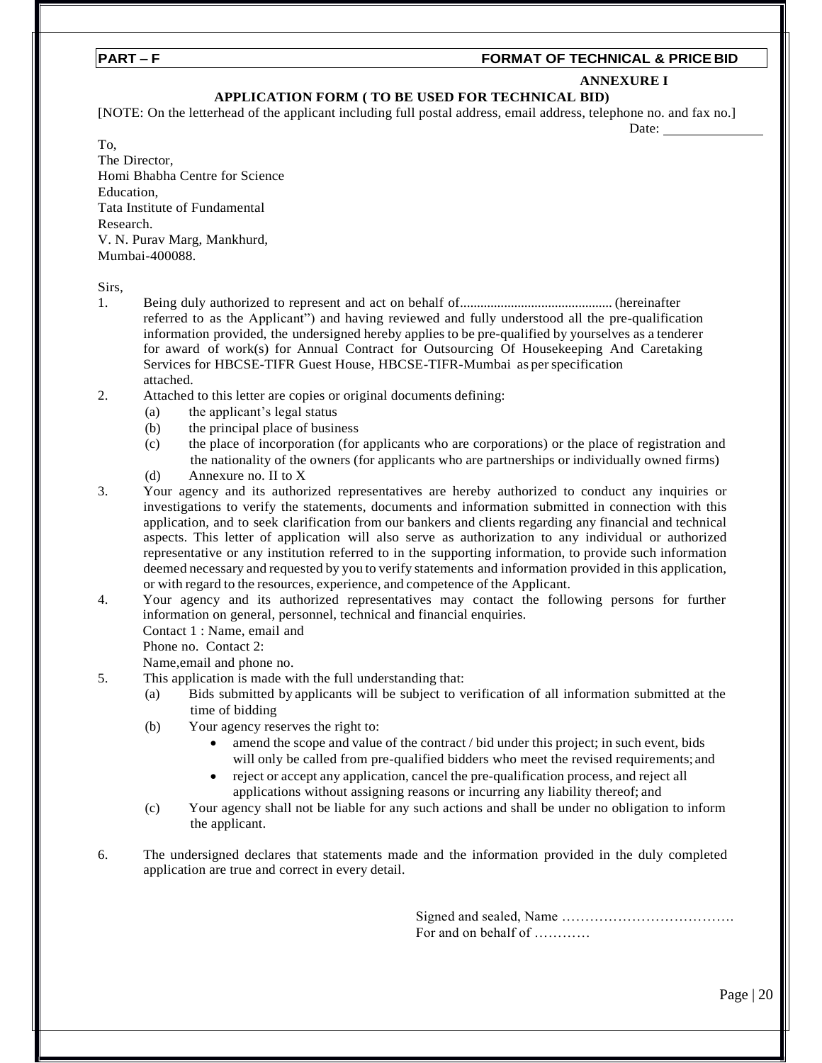**PART – F** **FORMAT OF TECHNICAL & PRICE BID**

**ANNEXURE I**

**APPLICATION FORM ( TO BE USED FOR TECHNICAL BID)**

[NOTE: On the letterhead of the applicant including full postal address, email address, telephone no. and fax no.]

Date: ______________

To,
The Director,
Homi Bhabha Centre for Science Education,
Tata Institute of Fundamental Research.
V. N. Purav Marg, Mankhurd,
Mumbai-400088.

Sirs,

1. Being duly authorized to represent and act on behalf of............................................ (hereinafter referred to as the Applicant") and having reviewed and fully understood all the pre-qualification information provided, the undersigned hereby applies to be pre-qualified by yourselves as a tenderer for award of work(s) for Annual Contract for Outsourcing Of Housekeeping And Caretaking Services for HBCSE-TIFR Guest House, HBCSE-TIFR-Mumbai as per specification attached.
2. Attached to this letter are copies or original documents defining:
   - (a) the applicant's legal status
   - (b) the principal place of business
   - (c) the place of incorporation (for applicants who are corporations) or the place of registration and the nationality of the owners (for applicants who are partnerships or individually owned firms)
   - (d) Annexure no. II to X
3. Your agency and its authorized representatives are hereby authorized to conduct any inquiries or investigations to verify the statements, documents and information submitted in connection with this application, and to seek clarification from our bankers and clients regarding any financial and technical aspects. This letter of application will also serve as authorization to any individual or authorized representative or any institution referred to in the supporting information, to provide such information deemed necessary and requested by you to verify statements and information provided in this application, or with regard to the resources, experience, and competence of the Applicant.
4. Your agency and its authorized representatives may contact the following persons for further information on general, personnel, technical and financial enquiries.
   Contact 1 : Name, email and
   Phone no. Contact 2:
   Name,email and phone no.
5. This application is made with the full understanding that:
   - (a) Bids submitted by applicants will be subject to verification of all information submitted at the time of bidding
   - (b) Your agency reserves the right to:
     - amend the scope and value of the contract / bid under this project; in such event, bids will only be called from pre-qualified bidders who meet the revised requirements; and
     - reject or accept any application, cancel the pre-qualification process, and reject all applications without assigning reasons or incurring any liability thereof; and
   - (c) Your agency shall not be liable for any such actions and shall be under no obligation to inform the applicant.
6. The undersigned declares that statements made and the information provided in the duly completed application are true and correct in every detail.

Signed and sealed, Name ……………………………….
For and on behalf of …………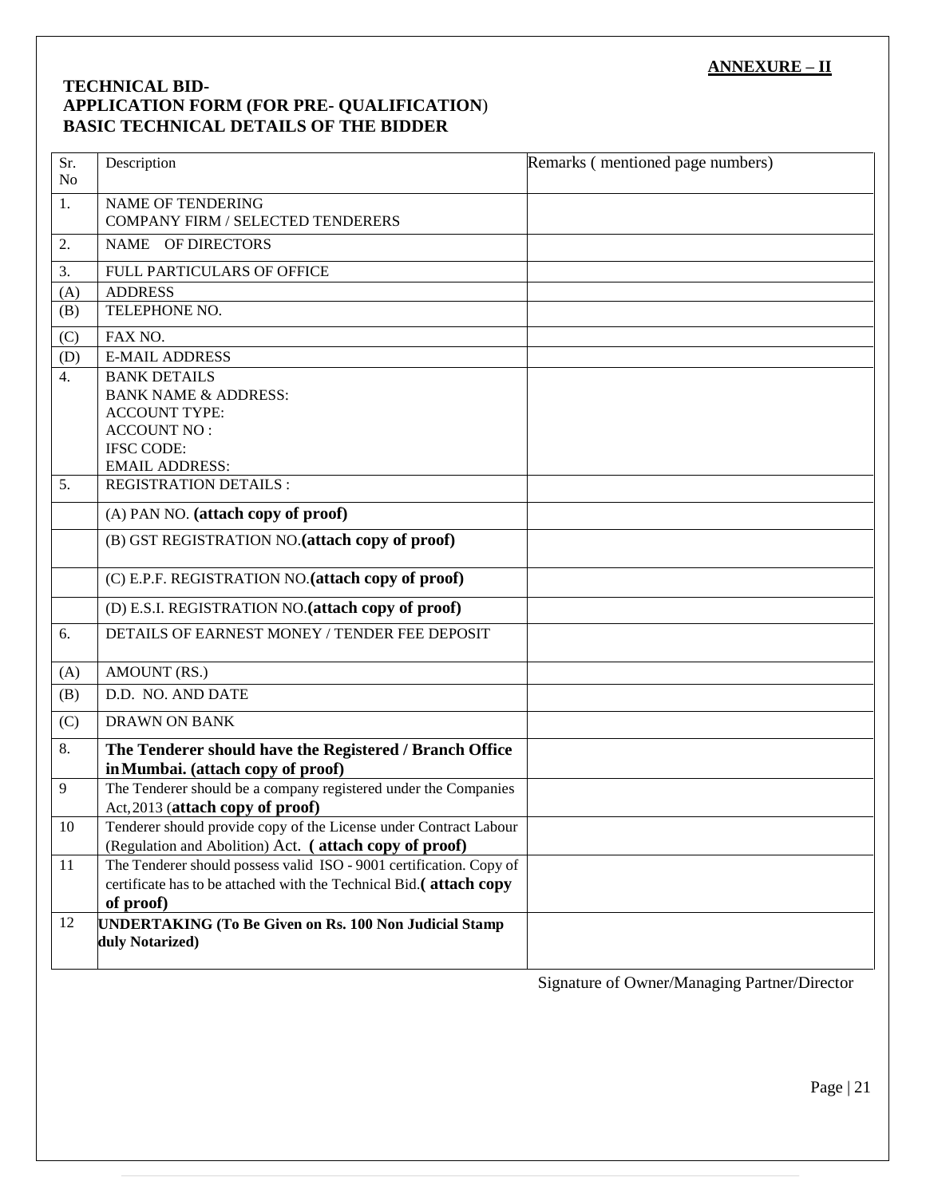**ANNEXURE – II**

**TECHNICAL BID-**
**APPLICATION FORM (FOR PRE- QUALIFICATION)**
**BASIC TECHNICAL DETAILS OF THE BIDDER**

| Sr. No | Description | Remarks ( mentioned page numbers) |
|---|---|---|
| 1. | NAME OF TENDERING<br>COMPANY FIRM / SELECTED TENDERERS | |
| 2. | NAME OF DIRECTORS | |
| 3. | FULL PARTICULARS OF OFFICE | |
| (A) | ADDRESS | |
| (B) | TELEPHONE NO. | |
| (C) | FAX NO. | |
| (D) | E-MAIL ADDRESS | |
| 4. | BANK DETAILS<br>BANK NAME & ADDRESS:<br>ACCOUNT TYPE:<br>ACCOUNT NO :<br>IFSC CODE:<br>EMAIL ADDRESS: | |
| 5. | REGISTRATION DETAILS : | |
| | (A) PAN NO. **(attach copy of proof)** | |
| | (B) GST REGISTRATION NO.**(attach copy of proof)** | |
| | (C) E.P.F. REGISTRATION NO.**(attach copy of proof)** | |
| | (D) E.S.I. REGISTRATION NO.**(attach copy of proof)** | |
| 6. | DETAILS OF EARNEST MONEY / TENDER FEE DEPOSIT | |
| (A) | AMOUNT (RS.) | |
| (B) | D.D. NO. AND DATE | |
| (C) | DRAWN ON BANK | |
| 8. | **The Tenderer should have the Registered / Branch Office in Mumbai. (attach copy of proof)** | |
| 9 | The Tenderer should be a company registered under the Companies Act, 2013 (**attach copy of proof)** | |
| 10 | Tenderer should provide copy of the License under Contract Labour (Regulation and Abolition) Act. **( attach copy of proof)** | |
| 11 | The Tenderer should possess valid ISO - 9001 certification. Copy of certificate has to be attached with the Technical Bid.**( attach copy of proof)** | |
| 12 | **UNDERTAKING (To Be Given on Rs. 100 Non Judicial Stamp duly Notarized)** | |

Signature of Owner/Managing Partner/Director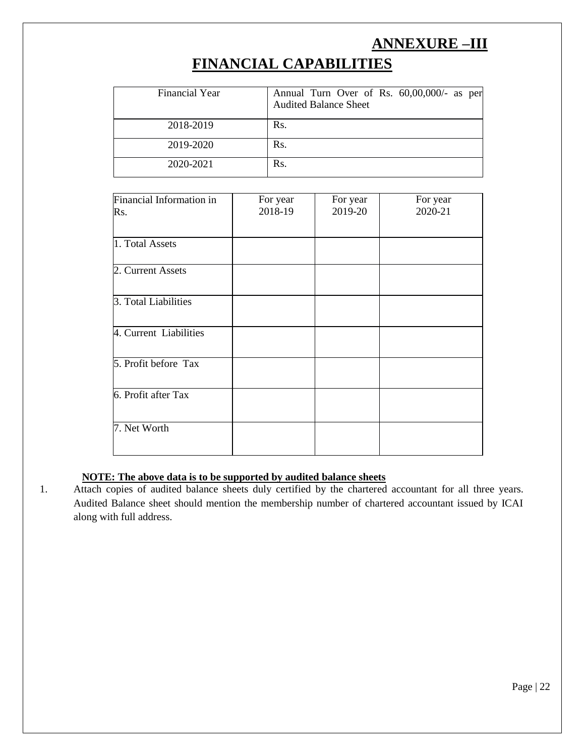# ANNEXURE –III

# FINANCIAL CAPABILITIES

| Financial Year | Annual Turn Over of Rs. 60,00,000/- as per Audited Balance Sheet |
|---|---|
| 2018-2019 | Rs. |
| 2019-2020 | Rs. |
| 2020-2021 | Rs. |

| Financial Information in Rs. | For year 2018-19 | For year 2019-20 | For year 2020-21 |
|---|---|---|---|
| 1. Total Assets | | | |
| 2. Current Assets | | | |
| 3. Total Liabilities | | | |
| 4. Current Liabilities | | | |
| 5. Profit before Tax | | | |
| 6. Profit after Tax | | | |
| 7. Net Worth | | | |

**NOTE: The above data is to be supported by audited balance sheets**

1. Attach copies of audited balance sheets duly certified by the chartered accountant for all three years. Audited Balance sheet should mention the membership number of chartered accountant issued by ICAI along with full address.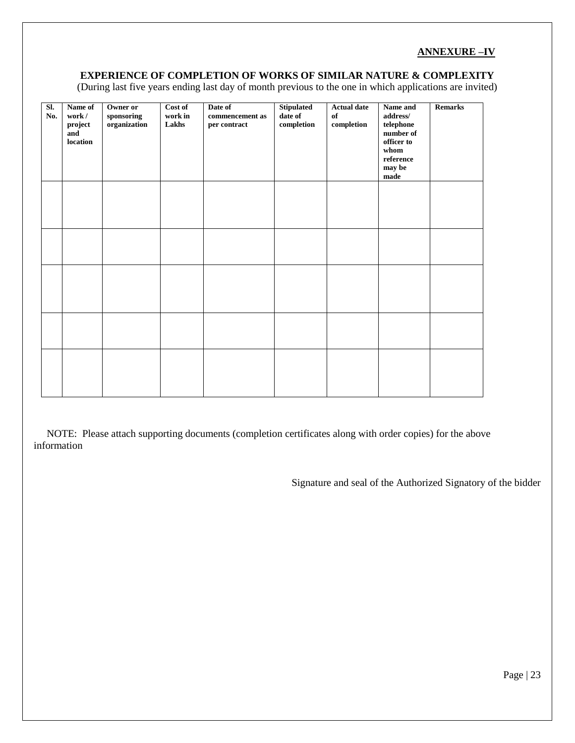**ANNEXURE –IV**

**EXPERIENCE OF COMPLETION OF WORKS OF SIMILAR NATURE & COMPLEXITY**

(During last five years ending last day of month previous to the one in which applications are invited)

| Sl. No. | Name of work / project and location | Owner or sponsoring organization | Cost of work in Lakhs | Date of commencement as per contract | Stipulated date of completion | Actual date of completion | Name and address/ telephone number of officer to whom reference may be made | Remarks |
|---|---|---|---|---|---|---|---|---|
| | | | | | | | | |
| | | | | | | | | |
| | | | | | | | | |
| | | | | | | | | |
| | | | | | | | | |

NOTE: Please attach supporting documents (completion certificates along with order copies) for the above information

Signature and seal of the Authorized Signatory of the bidder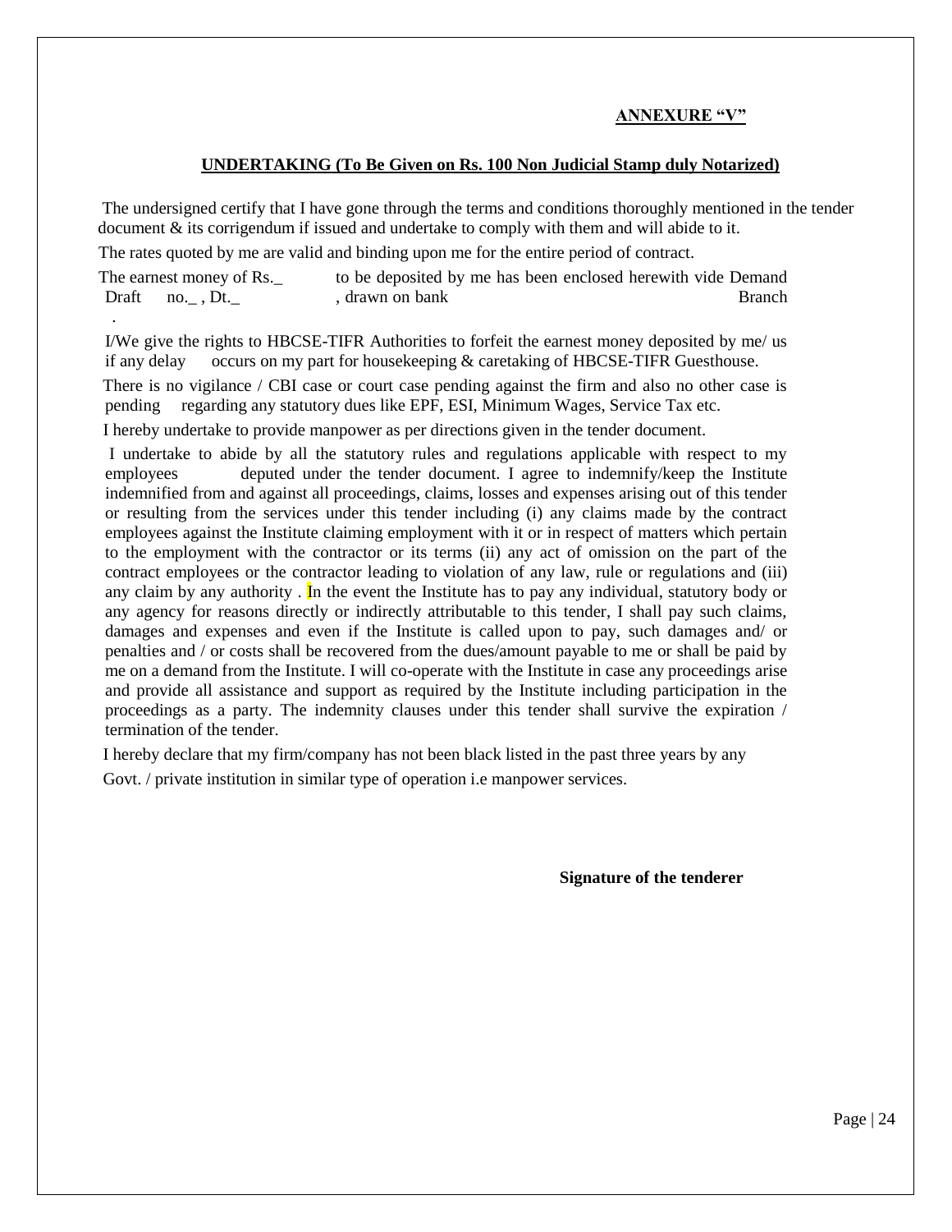**ANNEXURE "V"**

**UNDERTAKING (To Be Given on Rs. 100 Non Judicial Stamp duly Notarized)**

The undersigned certify that I have gone through the terms and conditions thoroughly mentioned in the tender document & its corrigendum if issued and undertake to comply with them and will abide to it.

The rates quoted by me are valid and binding upon me for the entire period of contract.

The earnest money of Rs._ to be deposited by me has been enclosed herewith vide Demand Draft no._ , Dt._ , drawn on bank Branch .

I/We give the rights to HBCSE-TIFR Authorities to forfeit the earnest money deposited by me/ us if any delay occurs on my part for housekeeping & caretaking of HBCSE-TIFR Guesthouse.

There is no vigilance / CBI case or court case pending against the firm and also no other case is pending regarding any statutory dues like EPF, ESI, Minimum Wages, Service Tax etc.

I hereby undertake to provide manpower as per directions given in the tender document.

I undertake to abide by all the statutory rules and regulations applicable with respect to my employees deputed under the tender document. I agree to indemnify/keep the Institute indemnified from and against all proceedings, claims, losses and expenses arising out of this tender or resulting from the services under this tender including (i) any claims made by the contract employees against the Institute claiming employment with it or in respect of matters which pertain to the employment with the contractor or its terms (ii) any act of omission on the part of the contract employees or the contractor leading to violation of any law, rule or regulations and (iii) any claim by any authority . In the event the Institute has to pay any individual, statutory body or any agency for reasons directly or indirectly attributable to this tender, I shall pay such claims, damages and expenses and even if the Institute is called upon to pay, such damages and/ or penalties and / or costs shall be recovered from the dues/amount payable to me or shall be paid by me on a demand from the Institute. I will co-operate with the Institute in case any proceedings arise and provide all assistance and support as required by the Institute including participation in the proceedings as a party. The indemnity clauses under this tender shall survive the expiration / termination of the tender.

I hereby declare that my firm/company has not been black listed in the past three years by any Govt. / private institution in similar type of operation i.e manpower services.

**Signature of the tenderer**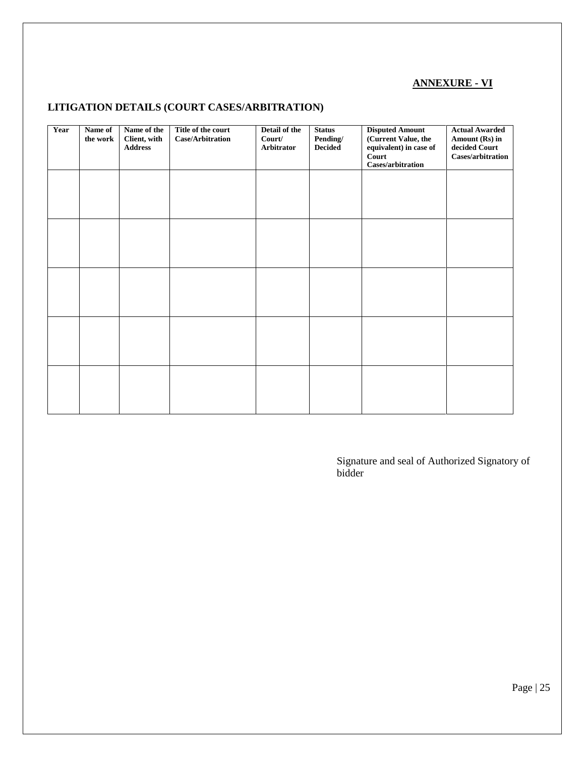**ANNEXURE - VI**

## LITIGATION DETAILS (COURT CASES/ARBITRATION)

| Year | Name of the work | Name of the Client, with Address | Title of the court Case/Arbitration | Detail of the Court/ Arbitrator | Status Pending/ Decided | Disputed Amount (Current Value, the equivalent) in case of Court Cases/arbitration | Actual Awarded Amount (Rs) in decided Court Cases/arbitration |
|---|---|---|---|---|---|---|---|
| | | | | | | | |
| | | | | | | | |
| | | | | | | | |
| | | | | | | | |
| | | | | | | | |

Signature and seal of Authorized Signatory of bidder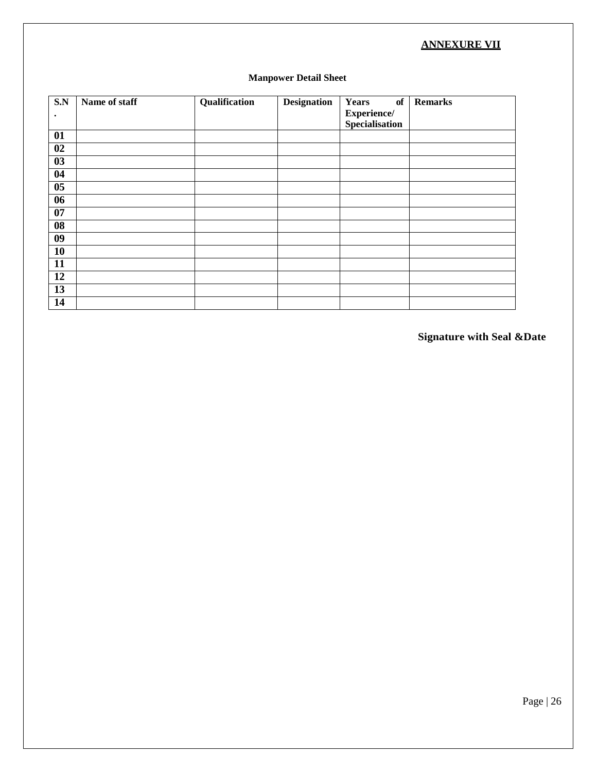**ANNEXURE VII**

**Manpower Detail Sheet**

| S.N. | Name of staff | Qualification | Designation | Years of Experience/ Specialisation | Remarks |
|---|---|---|---|---|---|
| 01 | | | | | |
| 02 | | | | | |
| 03 | | | | | |
| 04 | | | | | |
| 05 | | | | | |
| 06 | | | | | |
| 07 | | | | | |
| 08 | | | | | |
| 09 | | | | | |
| 10 | | | | | |
| 11 | | | | | |
| 12 | | | | | |
| 13 | | | | | |
| 14 | | | | | |

**Signature with Seal &Date**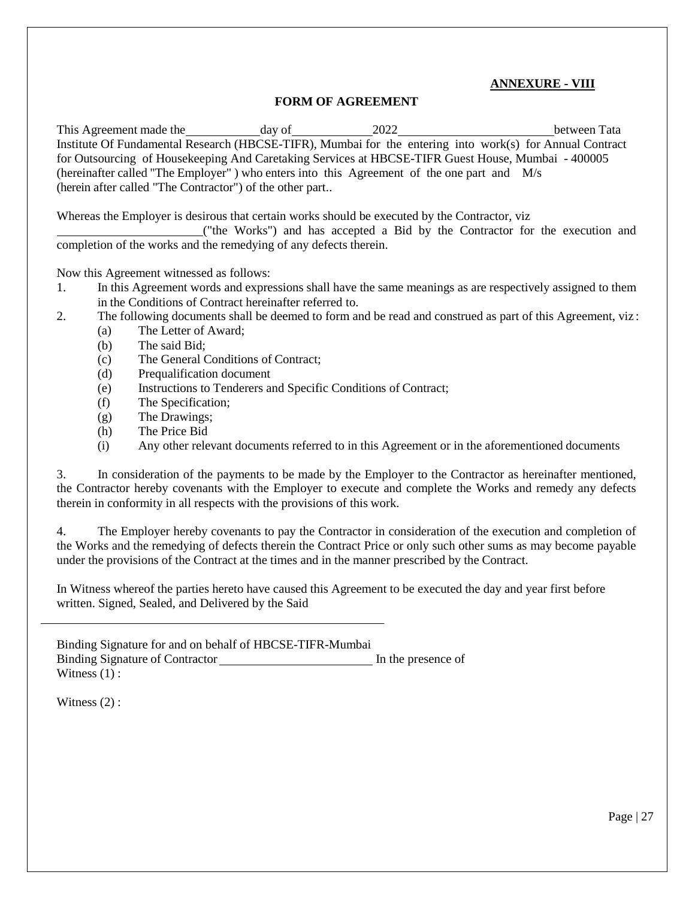**ANNEXURE - VIII**

**FORM OF AGREEMENT**

This Agreement made the \_\_\_\_\_\_\_\_\_\_\_\_ day of \_\_\_\_\_\_\_\_\_\_\_\_ 2022 \_\_\_\_\_\_\_\_\_\_\_\_\_\_\_\_\_\_\_\_\_\_\_\_\_ between Tata Institute Of Fundamental Research (HBCSE-TIFR), Mumbai for the entering into work(s) for Annual Contract for Outsourcing of Housekeeping And Caretaking Services at HBCSE-TIFR Guest House, Mumbai - 400005 (hereinafter called "The Employer" ) who enters into this Agreement of the one part and M/s (herein after called "The Contractor") of the other part..

Whereas the Employer is desirous that certain works should be executed by the Contractor, viz \_\_\_\_\_\_\_\_\_\_\_\_\_\_\_\_\_\_\_\_\_\_\_\_ ("the Works") and has accepted a Bid by the Contractor for the execution and completion of the works and the remedying of any defects therein.

Now this Agreement witnessed as follows:

1. In this Agreement words and expressions shall have the same meanings as are respectively assigned to them in the Conditions of Contract hereinafter referred to.
2. The following documents shall be deemed to form and be read and construed as part of this Agreement, viz :
   - (a) The Letter of Award;
   - (b) The said Bid;
   - (c) The General Conditions of Contract;
   - (d) Prequalification document
   - (e) Instructions to Tenderers and Specific Conditions of Contract;
   - (f) The Specification;
   - (g) The Drawings;
   - (h) The Price Bid
   - (i) Any other relevant documents referred to in this Agreement or in the aforementioned documents

3. In consideration of the payments to be made by the Employer to the Contractor as hereinafter mentioned, the Contractor hereby covenants with the Employer to execute and complete the Works and remedy any defects therein in conformity in all respects with the provisions of this work.

4. The Employer hereby covenants to pay the Contractor in consideration of the execution and completion of the Works and the remedying of defects therein the Contract Price or only such other sums as may become payable under the provisions of the Contract at the times and in the manner prescribed by the Contract.

In Witness whereof the parties hereto have caused this Agreement to be executed the day and year first before written. Signed, Sealed, and Delivered by the Said

\_\_\_\_\_\_\_\_\_\_\_\_\_\_\_\_\_\_\_\_\_\_\_\_\_\_\_\_\_\_\_\_\_\_\_\_\_\_\_\_\_\_\_\_\_\_\_\_\_\_\_\_

Binding Signature for and on behalf of HBCSE-TIFR-Mumbai

Binding Signature of Contractor \_\_\_\_\_\_\_\_\_\_\_\_\_\_\_\_\_\_\_\_\_\_\_\_\_ In the presence of

Witness (1) :

Witness (2) :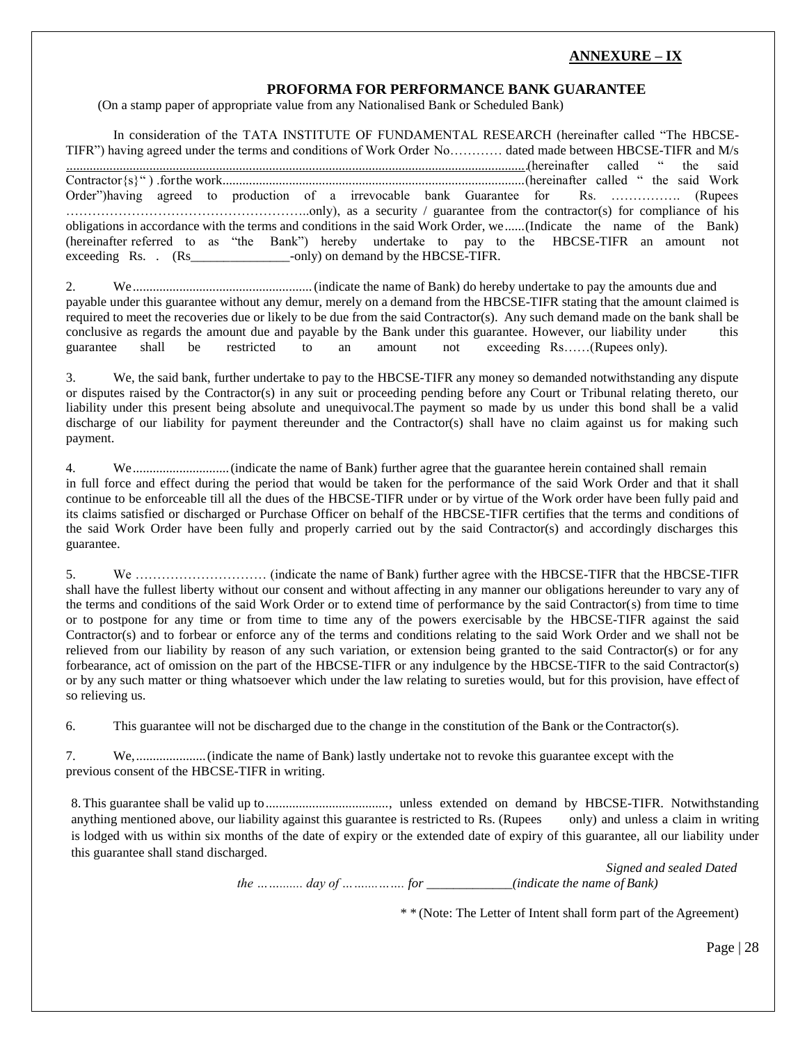**ANNEXURE – IX**

**PROFORMA FOR PERFORMANCE BANK GUARANTEE**

(On a stamp paper of appropriate value from any Nationalised Bank or Scheduled Bank)

In consideration of the TATA INSTITUTE OF FUNDAMENTAL RESEARCH (hereinafter called "The HBCSE-TIFR") having agreed under the terms and conditions of Work Order No………… dated made between HBCSE-TIFR and M/s ............................................................................................................................................(hereinafter called " the said Contractor{s}" ) .for the work..........................................................................................(hereinafter called " the said Work Order")having agreed to production of a irrevocable bank Guarantee for Rs. ……………. (Rupees ………………………………………………..only), as a security / guarantee from the contractor(s) for compliance of his obligations in accordance with the terms and conditions in the said Work Order, we......(Indicate the name of the Bank) (hereinafter referred to as "the Bank") hereby undertake to pay to the HBCSE-TIFR an amount not exceeding Rs. . (Rs_______________-only) on demand by the HBCSE-TIFR.

2. We...................................................... (indicate the name of Bank) do hereby undertake to pay the amounts due and payable under this guarantee without any demur, merely on a demand from the HBCSE-TIFR stating that the amount claimed is required to meet the recoveries due or likely to be due from the said Contractor(s). Any such demand made on the bank shall be conclusive as regards the amount due and payable by the Bank under this guarantee. However, our liability under this guarantee shall be restricted to an amount not exceeding Rs……(Rupees only).

3. We, the said bank, further undertake to pay to the HBCSE-TIFR any money so demanded notwithstanding any dispute or disputes raised by the Contractor(s) in any suit or proceeding pending before any Court or Tribunal relating thereto, our liability under this present being absolute and unequivocal.The payment so made by us under this bond shall be a valid discharge of our liability for payment thereunder and the Contractor(s) shall have no claim against us for making such payment.

4. We............................ (indicate the name of Bank) further agree that the guarantee herein contained shall remain in full force and effect during the period that would be taken for the performance of the said Work Order and that it shall continue to be enforceable till all the dues of the HBCSE-TIFR under or by virtue of the Work order have been fully paid and its claims satisfied or discharged or Purchase Officer on behalf of the HBCSE-TIFR certifies that the terms and conditions of the said Work Order have been fully and properly carried out by the said Contractor(s) and accordingly discharges this guarantee.

5. We ………………………… (indicate the name of Bank) further agree with the HBCSE-TIFR that the HBCSE-TIFR shall have the fullest liberty without our consent and without affecting in any manner our obligations hereunder to vary any of the terms and conditions of the said Work Order or to extend time of performance by the said Contractor(s) from time to time or to postpone for any time or from time to time any of the powers exercisable by the HBCSE-TIFR against the said Contractor(s) and to forbear or enforce any of the terms and conditions relating to the said Work Order and we shall not be relieved from our liability by reason of any such variation, or extension being granted to the said Contractor(s) or for any forbearance, act of omission on the part of the HBCSE-TIFR or any indulgence by the HBCSE-TIFR to the said Contractor(s) or by any such matter or thing whatsoever which under the law relating to sureties would, but for this provision, have effect of so relieving us.

6. This guarantee will not be discharged due to the change in the constitution of the Bank or the Contractor(s).

7. We,..................... (indicate the name of Bank) lastly undertake not to revoke this guarantee except with the previous consent of the HBCSE-TIFR in writing.

8. This guarantee shall be valid up to......................................, unless extended on demand by HBCSE-TIFR. Notwithstanding anything mentioned above, our liability against this guarantee is restricted to Rs. (Rupees only) and unless a claim in writing is lodged with us within six months of the date of expiry or the extended date of expiry of this guarantee, all our liability under this guarantee shall stand discharged.

*Signed and sealed Dated the ………... day of …….……… for _____________(indicate the name of Bank)*

\* \* (Note: The Letter of Intent shall form part of the Agreement)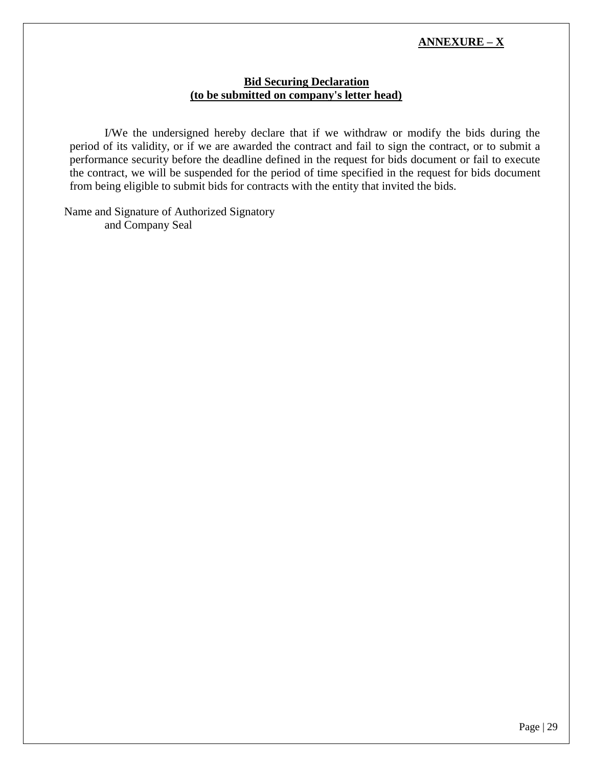**ANNEXURE – X**

**Bid Securing Declaration**
**(to be submitted on company's letter head)**

I/We the undersigned hereby declare that if we withdraw or modify the bids during the period of its validity, or if we are awarded the contract and fail to sign the contract, or to submit a performance security before the deadline defined in the request for bids document or fail to execute the contract, we will be suspended for the period of time specified in the request for bids document from being eligible to submit bids for contracts with the entity that invited the bids.

Name and Signature of Authorized Signatory
and Company Seal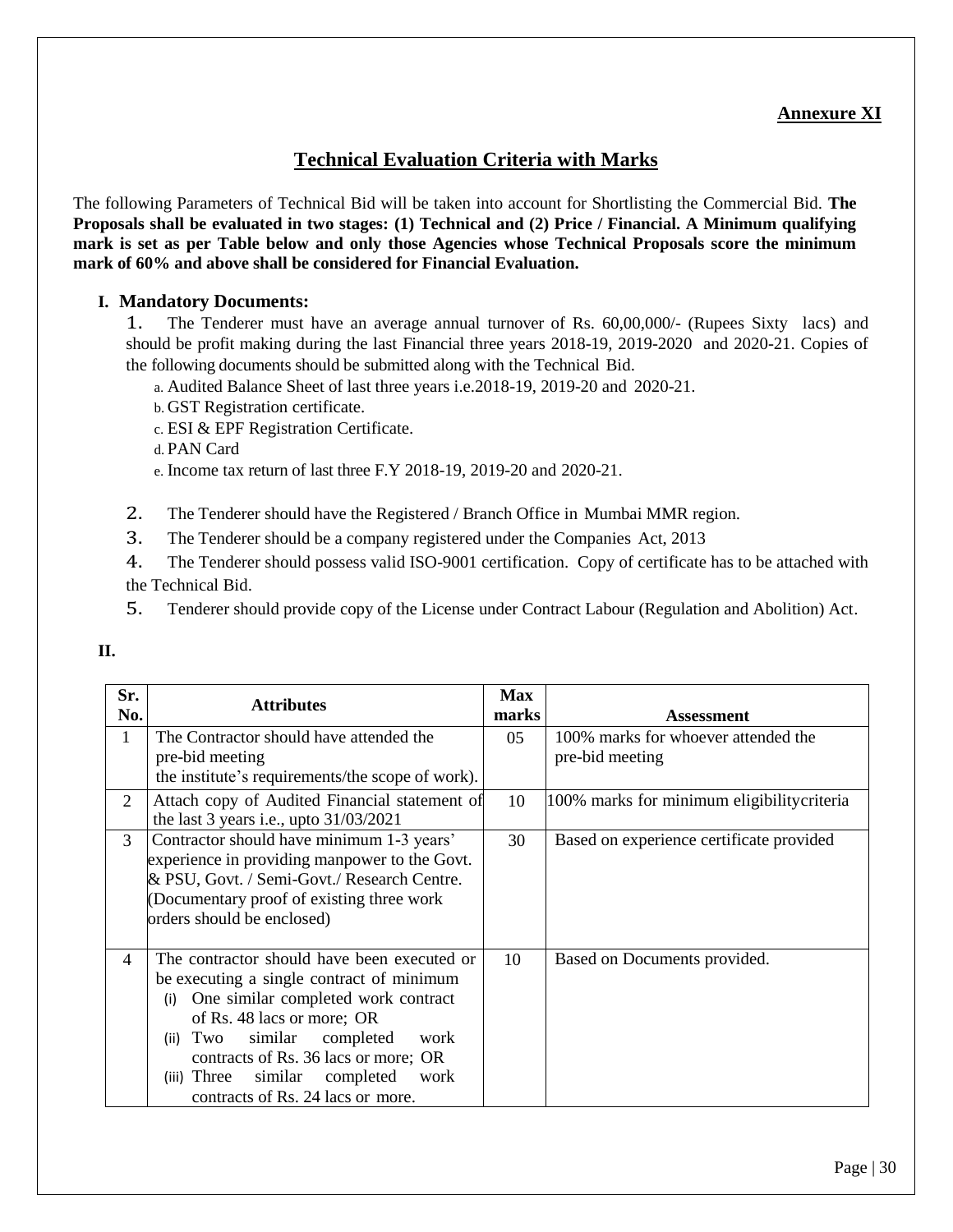**Annexure XI**

## Technical Evaluation Criteria with Marks

The following Parameters of Technical Bid will be taken into account for Shortlisting the Commercial Bid. **The Proposals shall be evaluated in two stages: (1) Technical and (2) Price / Financial. A Minimum qualifying mark is set as per Table below and only those Agencies whose Technical Proposals score the minimum mark of 60% and above shall be considered for Financial Evaluation.**

### I. Mandatory Documents:

1. The Tenderer must have an average annual turnover of Rs. 60,00,000/- (Rupees Sixty lacs) and should be profit making during the last Financial three years 2018-19, 2019-2020 and 2020-21. Copies of the following documents should be submitted along with the Technical Bid.
   a. Audited Balance Sheet of last three years i.e.2018-19, 2019-20 and 2020-21.
   b. GST Registration certificate.
   c. ESI & EPF Registration Certificate.
   d. PAN Card
   e. Income tax return of last three F.Y 2018-19, 2019-20 and 2020-21.
2. The Tenderer should have the Registered / Branch Office in Mumbai MMR region.
3. The Tenderer should be a company registered under the Companies Act, 2013
4. The Tenderer should possess valid ISO-9001 certification. Copy of certificate has to be attached with the Technical Bid.
5. Tenderer should provide copy of the License under Contract Labour (Regulation and Abolition) Act.

### II.

| Sr. No. | Attributes | Max marks | Assessment |
|---|---|---|---|
| 1 | The Contractor should have attended the pre-bid meeting the institute's requirements/the scope of work). | 05 | 100% marks for whoever attended the pre-bid meeting |
| 2 | Attach copy of Audited Financial statement of the last 3 years i.e., upto 31/03/2021 | 10 | 100% marks for minimum eligibilitycriteria |
| 3 | Contractor should have minimum 1-3 years' experience in providing manpower to the Govt. & PSU, Govt. / Semi-Govt./ Research Centre. (Documentary proof of existing three work orders should be enclosed) | 30 | Based on experience certificate provided |
| 4 | The contractor should have been executed or be executing a single contract of minimum (i) One similar completed work contract of Rs. 48 lacs or more; OR (ii) Two similar completed work contracts of Rs. 36 lacs or more; OR (iii) Three similar completed work contracts of Rs. 24 lacs or more. | 10 | Based on Documents provided. |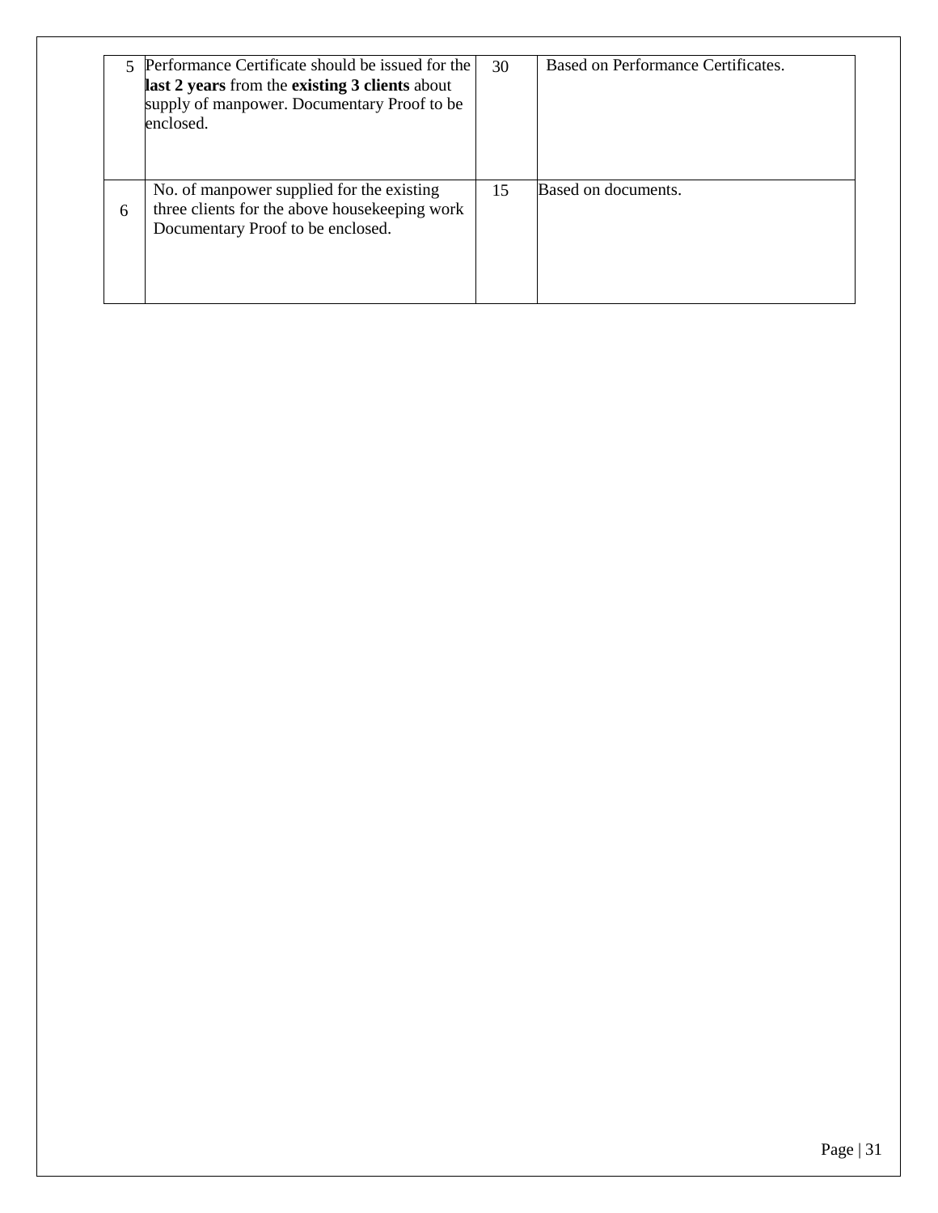| | | | |
|---|---|---|---|
| 5 | Performance Certificate should be issued for the **last 2 years** from the **existing 3 clients** about supply of manpower. Documentary Proof to be enclosed. | 30 | Based on Performance Certificates. |
| 6 | No. of manpower supplied for the existing three clients for the above housekeeping work Documentary Proof to be enclosed. | 15 | Based on documents. |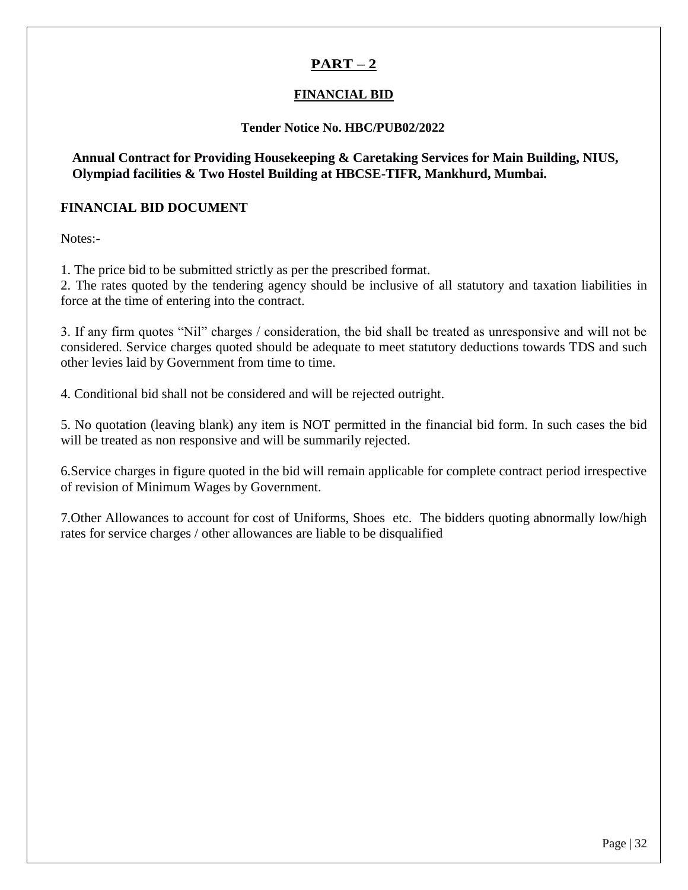# PART – 2

## FINANCIAL BID

**Tender Notice No. HBC/PUB02/2022**

**Annual Contract for Providing Housekeeping & Caretaking Services for Main Building, NIUS, Olympiad facilities & Two Hostel Building at HBCSE-TIFR, Mankhurd, Mumbai.**

### FINANCIAL BID DOCUMENT

Notes:-

1. The price bid to be submitted strictly as per the prescribed format.
2. The rates quoted by the tendering agency should be inclusive of all statutory and taxation liabilities in force at the time of entering into the contract.

3. If any firm quotes "Nil" charges / consideration, the bid shall be treated as unresponsive and will not be considered. Service charges quoted should be adequate to meet statutory deductions towards TDS and such other levies laid by Government from time to time.

4. Conditional bid shall not be considered and will be rejected outright.

5. No quotation (leaving blank) any item is NOT permitted in the financial bid form. In such cases the bid will be treated as non responsive and will be summarily rejected.

6.Service charges in figure quoted in the bid will remain applicable for complete contract period irrespective of revision of Minimum Wages by Government.

7.Other Allowances to account for cost of Uniforms, Shoes etc. The bidders quoting abnormally low/high rates for service charges / other allowances are liable to be disqualified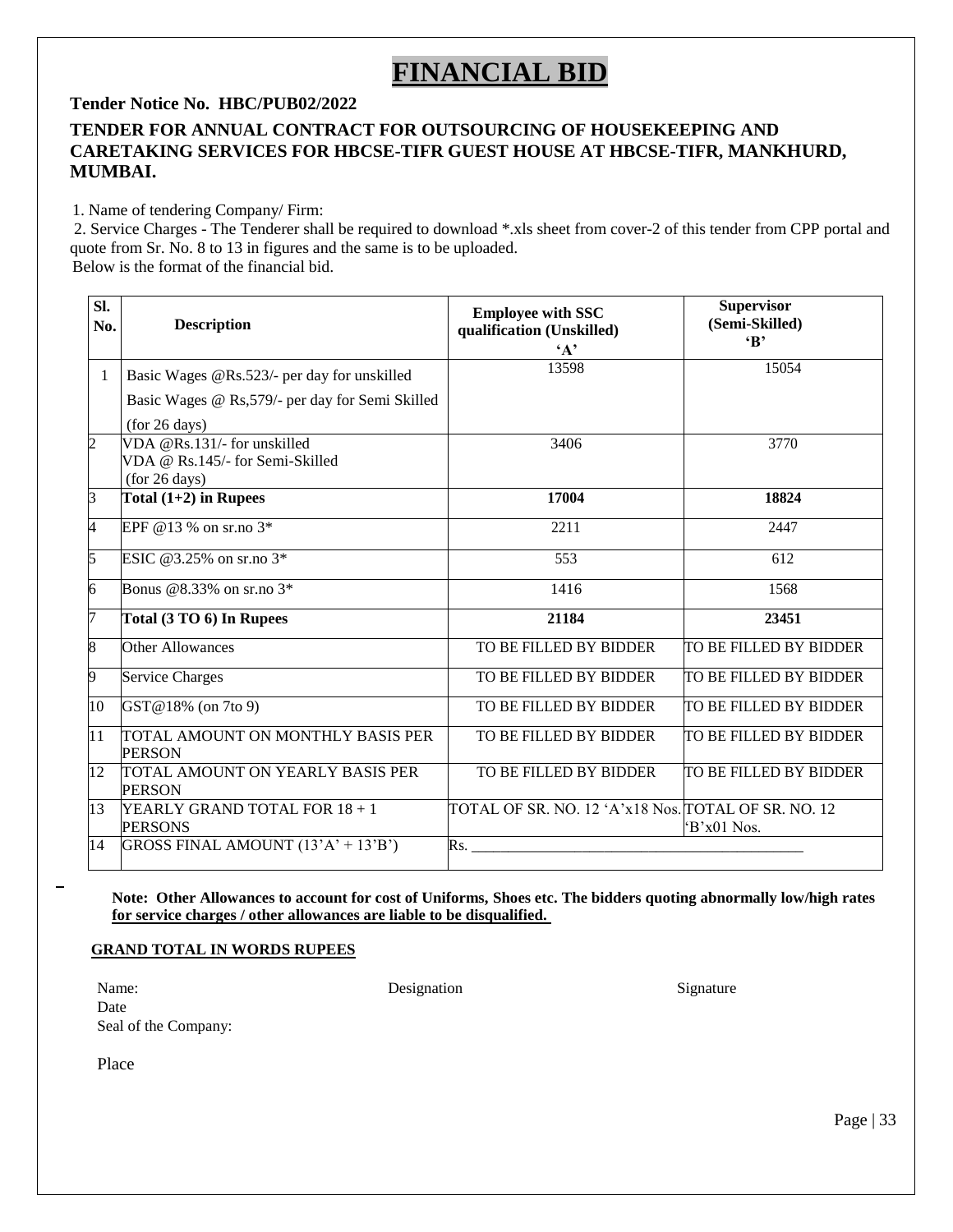# FINANCIAL BID

**Tender Notice No. HBC/PUB02/2022**

**TENDER FOR ANNUAL CONTRACT FOR OUTSOURCING OF HOUSEKEEPING AND CARETAKING SERVICES FOR HBCSE-TIFR GUEST HOUSE AT HBCSE-TIFR, MANKHURD, MUMBAI.**

1. Name of tendering Company/ Firm:
2. Service Charges - The Tenderer shall be required to download *.xls sheet from cover-2 of this tender from CPP portal and quote from Sr. No. 8 to 13 in figures and the same is to be uploaded.

Below is the format of the financial bid.

| Sl. No. | Description | Employee with SSC qualification (Unskilled) 'A' | Supervisor (Semi-Skilled) 'B' |
|---|---|---|---|
| 1 | Basic Wages @Rs.523/- per day for unskilled<br>Basic Wages @ Rs,579/- per day for Semi Skilled<br>(for 26 days) | 13598 | 15054 |
| 2 | VDA @Rs.131/- for unskilled<br>VDA @ Rs.145/- for Semi-Skilled<br>(for 26 days) | 3406 | 3770 |
| 3 | **Total (1+2) in Rupees** | **17004** | **18824** |
| 4 | EPF @13 % on sr.no 3* | 2211 | 2447 |
| 5 | ESIC @3.25% on sr.no 3* | 553 | 612 |
| 6 | Bonus @8.33% on sr.no 3* | 1416 | 1568 |
| 7 | **Total (3 TO 6) In Rupees** | **21184** | **23451** |
| 8 | Other Allowances | TO BE FILLED BY BIDDER | TO BE FILLED BY BIDDER |
| 9 | Service Charges | TO BE FILLED BY BIDDER | TO BE FILLED BY BIDDER |
| 10 | GST@18% (on 7to 9) | TO BE FILLED BY BIDDER | TO BE FILLED BY BIDDER |
| 11 | TOTAL AMOUNT ON MONTHLY BASIS PER PERSON | TO BE FILLED BY BIDDER | TO BE FILLED BY BIDDER |
| 12 | TOTAL AMOUNT ON YEARLY BASIS PER PERSON | TO BE FILLED BY BIDDER | TO BE FILLED BY BIDDER |
| 13 | YEARLY GRAND TOTAL FOR 18 + 1 PERSONS | TOTAL OF SR. NO. 12 'A'x18 Nos. | TOTAL OF SR. NO. 12 'B'x01 Nos. |
| 14 | GROSS FINAL AMOUNT (13'A' + 13'B') | Rs. ___________________________________ | |

**Note: Other Allowances to account for cost of Uniforms, Shoes etc. The bidders quoting abnormally low/high rates for service charges / other allowances are liable to be disqualified.**

**GRAND TOTAL IN WORDS RUPEES**

Name: Designation Signature

Date

Seal of the Company:

Place